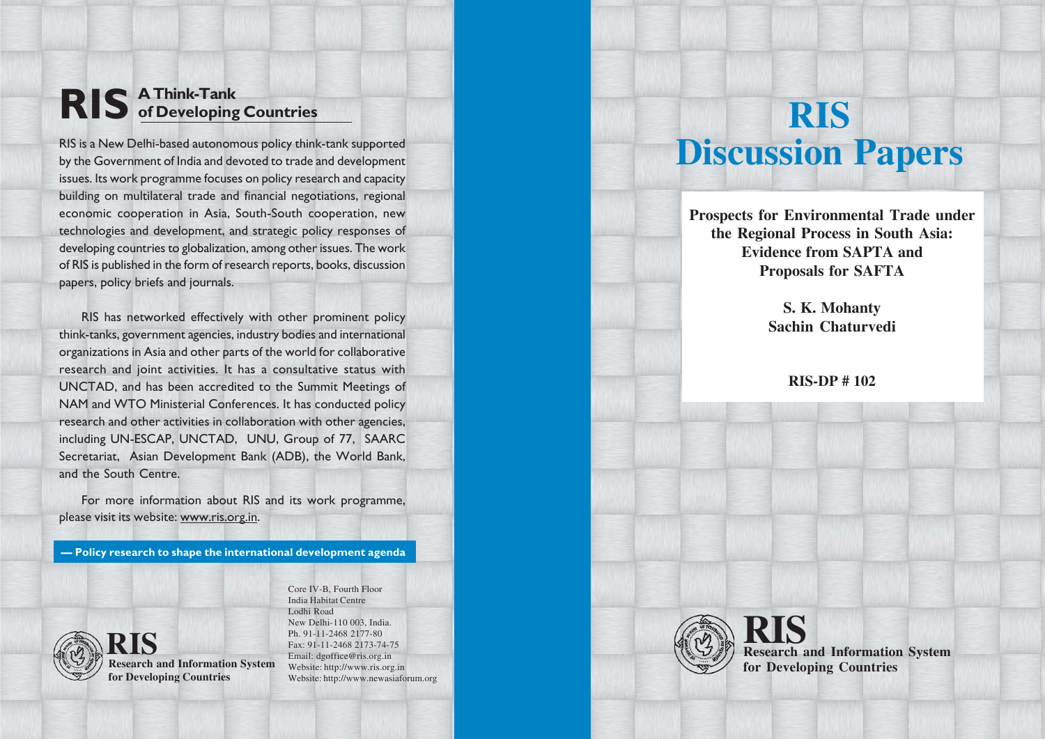# RIS Discussion Papers

**Prospects for Environmental Trade under the Regional Process in South Asia: Evidence from SAPTA and Proposals for SAFTA**

**S. K. Mohanty**
**Sachin Chaturvedi**

**RIS-DP # 102**

**RIS**
**Research and Information System for Developing Countries**

---

## RIS A Think-Tank of Developing Countries

RIS is a New Delhi-based autonomous policy think-tank supported by the Government of India and devoted to trade and development issues. Its work programme focuses on policy research and capacity building on multilateral trade and financial negotiations, regional economic cooperation in Asia, South-South cooperation, new technologies and development, and strategic policy responses of developing countries to globalization, among other issues. The work of RIS is published in the form of research reports, books, discussion papers, policy briefs and journals.

RIS has networked effectively with other prominent policy think-tanks, government agencies, industry bodies and international organizations in Asia and other parts of the world for collaborative research and joint activities. It has a consultative status with UNCTAD, and has been accredited to the Summit Meetings of NAM and WTO Ministerial Conferences. It has conducted policy research and other activities in collaboration with other agencies, including UN-ESCAP, UNCTAD, UNU, Group of 77, SAARC Secretariat, Asian Development Bank (ADB), the World Bank, and the South Centre.

For more information about RIS and its work programme, please visit its website: www.ris.org.in.

**— Policy research to shape the international development agenda**

**RIS**
**Research and Information System for Developing Countries**

Core IV-B, Fourth Floor
India Habitat Centre
Lodhi Road
New Delhi-110 003, India.
Ph. 91-11-2468 2177-80
Fax: 91-11-2468 2173-74-75
Email: dgoffice@ris.org.in
Website: http://www.ris.org.in
Website: http://www.newasiaforum.org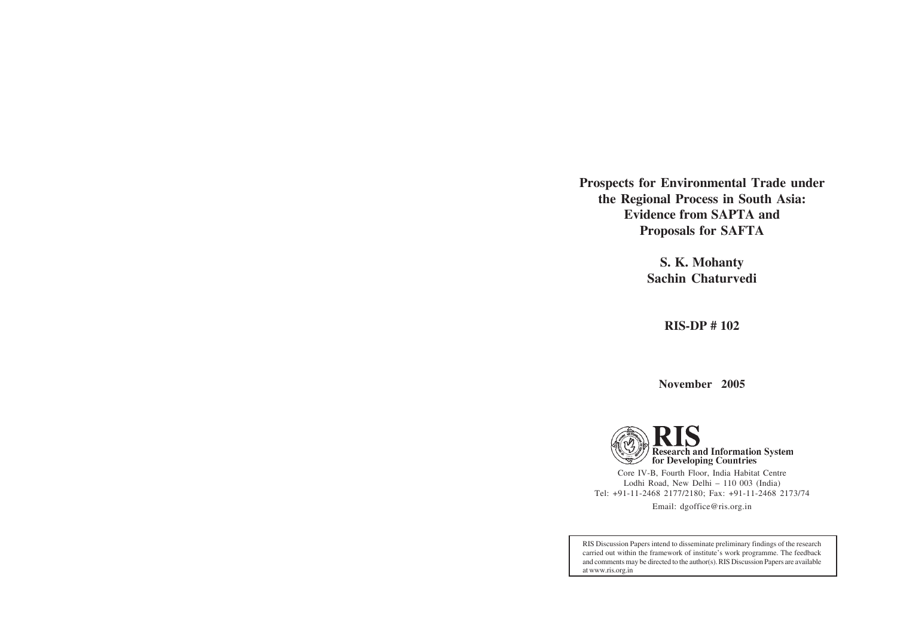# Prospects for Environmental Trade under the Regional Process in South Asia: Evidence from SAPTA and Proposals for SAFTA

**S. K. Mohanty**
**Sachin Chaturvedi**

**RIS-DP # 102**

**November 2005**

**RIS**
**Research and Information System for Developing Countries**

Core IV-B, Fourth Floor, India Habitat Centre
Lodhi Road, New Delhi – 110 003 (India)
Tel: +91-11-2468 2177/2180; Fax: +91-11-2468 2173/74
Email: dgoffice@ris.org.in

RIS Discussion Papers intend to disseminate preliminary findings of the research carried out within the framework of institute's work programme. The feedback and comments may be directed to the author(s). RIS Discussion Papers are available at www.ris.org.in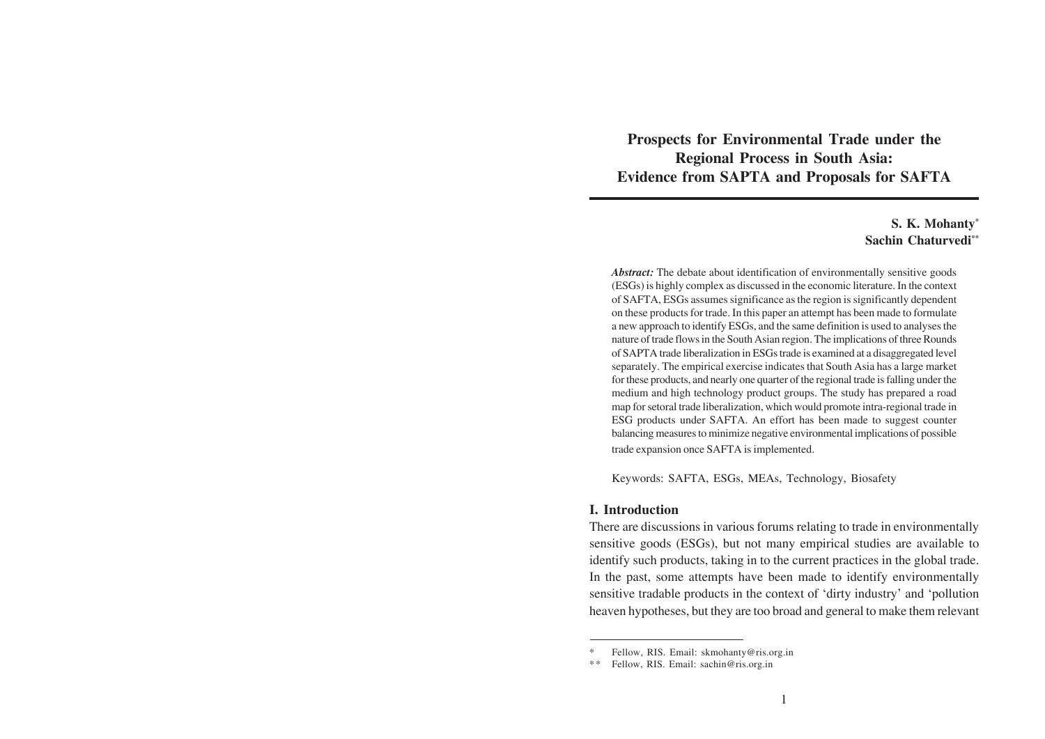# Prospects for Environmental Trade under the Regional Process in South Asia: Evidence from SAPTA and Proposals for SAFTA

**S. K. Mohanty***
**Sachin Chaturvedi****

***Abstract:*** The debate about identification of environmentally sensitive goods (ESGs) is highly complex as discussed in the economic literature. In the context of SAFTA, ESGs assumes significance as the region is significantly dependent on these products for trade. In this paper an attempt has been made to formulate a new approach to identify ESGs, and the same definition is used to analyses the nature of trade flows in the South Asian region. The implications of three Rounds of SAPTA trade liberalization in ESGs trade is examined at a disaggregated level separately. The empirical exercise indicates that South Asia has a large market for these products, and nearly one quarter of the regional trade is falling under the medium and high technology product groups. The study has prepared a road map for setoral trade liberalization, which would promote intra-regional trade in ESG products under SAFTA. An effort has been made to suggest counter balancing measures to minimize negative environmental implications of possible trade expansion once SAFTA is implemented.

Keywords: SAFTA, ESGs, MEAs, Technology, Biosafety

## I. Introduction

There are discussions in various forums relating to trade in environmentally sensitive goods (ESGs), but not many empirical studies are available to identify such products, taking in to the current practices in the global trade. In the past, some attempts have been made to identify environmentally sensitive tradable products in the context of 'dirty industry' and 'pollution heaven hypotheses, but they are too broad and general to make them relevant

---

\* Fellow, RIS. Email: skmohanty@ris.org.in

\*\* Fellow, RIS. Email: sachin@ris.org.in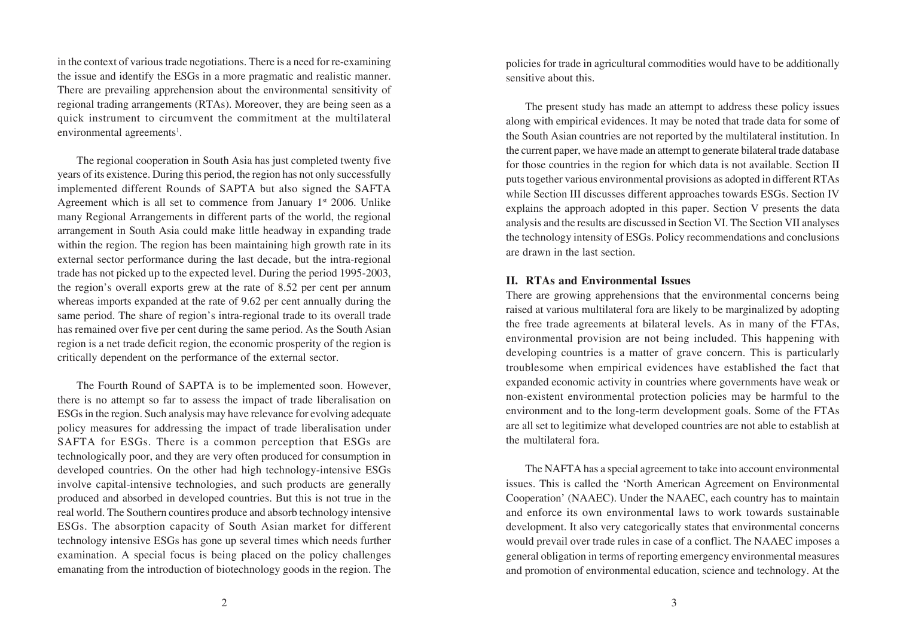in the context of various trade negotiations. There is a need for re-examining the issue and identify the ESGs in a more pragmatic and realistic manner. There are prevailing apprehension about the environmental sensitivity of regional trading arrangements (RTAs). Moreover, they are being seen as a quick instrument to circumvent the commitment at the multilateral environmental agreements[1].

The regional cooperation in South Asia has just completed twenty five years of its existence. During this period, the region has not only successfully implemented different Rounds of SAPTA but also signed the SAFTA Agreement which is all set to commence from January 1st 2006. Unlike many Regional Arrangements in different parts of the world, the regional arrangement in South Asia could make little headway in expanding trade within the region. The region has been maintaining high growth rate in its external sector performance during the last decade, but the intra-regional trade has not picked up to the expected level. During the period 1995-2003, the region's overall exports grew at the rate of 8.52 per cent per annum whereas imports expanded at the rate of 9.62 per cent annually during the same period. The share of region's intra-regional trade to its overall trade has remained over five per cent during the same period. As the South Asian region is a net trade deficit region, the economic prosperity of the region is critically dependent on the performance of the external sector.

The Fourth Round of SAPTA is to be implemented soon. However, there is no attempt so far to assess the impact of trade liberalisation on ESGs in the region. Such analysis may have relevance for evolving adequate policy measures for addressing the impact of trade liberalisation under SAFTA for ESGs. There is a common perception that ESGs are technologically poor, and they are very often produced for consumption in developed countries. On the other had high technology-intensive ESGs involve capital-intensive technologies, and such products are generally produced and absorbed in developed countries. But this is not true in the real world. The Southern countires produce and absorb technology intensive ESGs. The absorption capacity of South Asian market for different technology intensive ESGs has gone up several times which needs further examination. A special focus is being placed on the policy challenges emanating from the introduction of biotechnology goods in the region. The policies for trade in agricultural commodities would have to be additionally sensitive about this.

The present study has made an attempt to address these policy issues along with empirical evidences. It may be noted that trade data for some of the South Asian countries are not reported by the multilateral institution. In the current paper, we have made an attempt to generate bilateral trade database for those countries in the region for which data is not available. Section II puts together various environmental provisions as adopted in different RTAs while Section III discusses different approaches towards ESGs. Section IV explains the approach adopted in this paper. Section V presents the data analysis and the results are discussed in Section VI. The Section VII analyses the technology intensity of ESGs. Policy recommendations and conclusions are drawn in the last section.

## II. RTAs and Environmental Issues

There are growing apprehensions that the environmental concerns being raised at various multilateral fora are likely to be marginalized by adopting the free trade agreements at bilateral levels. As in many of the FTAs, environmental provision are not being included. This happening with developing countries is a matter of grave concern. This is particularly troublesome when empirical evidences have established the fact that expanded economic activity in countries where governments have weak or non-existent environmental protection policies may be harmful to the environment and to the long-term development goals. Some of the FTAs are all set to legitimize what developed countries are not able to establish at the multilateral fora.

The NAFTA has a special agreement to take into account environmental issues. This is called the 'North American Agreement on Environmental Cooperation' (NAAEC). Under the NAAEC, each country has to maintain and enforce its own environmental laws to work towards sustainable development. It also very categorically states that environmental concerns would prevail over trade rules in case of a conflict. The NAAEC imposes a general obligation in terms of reporting emergency environmental measures and promotion of environmental education, science and technology. At the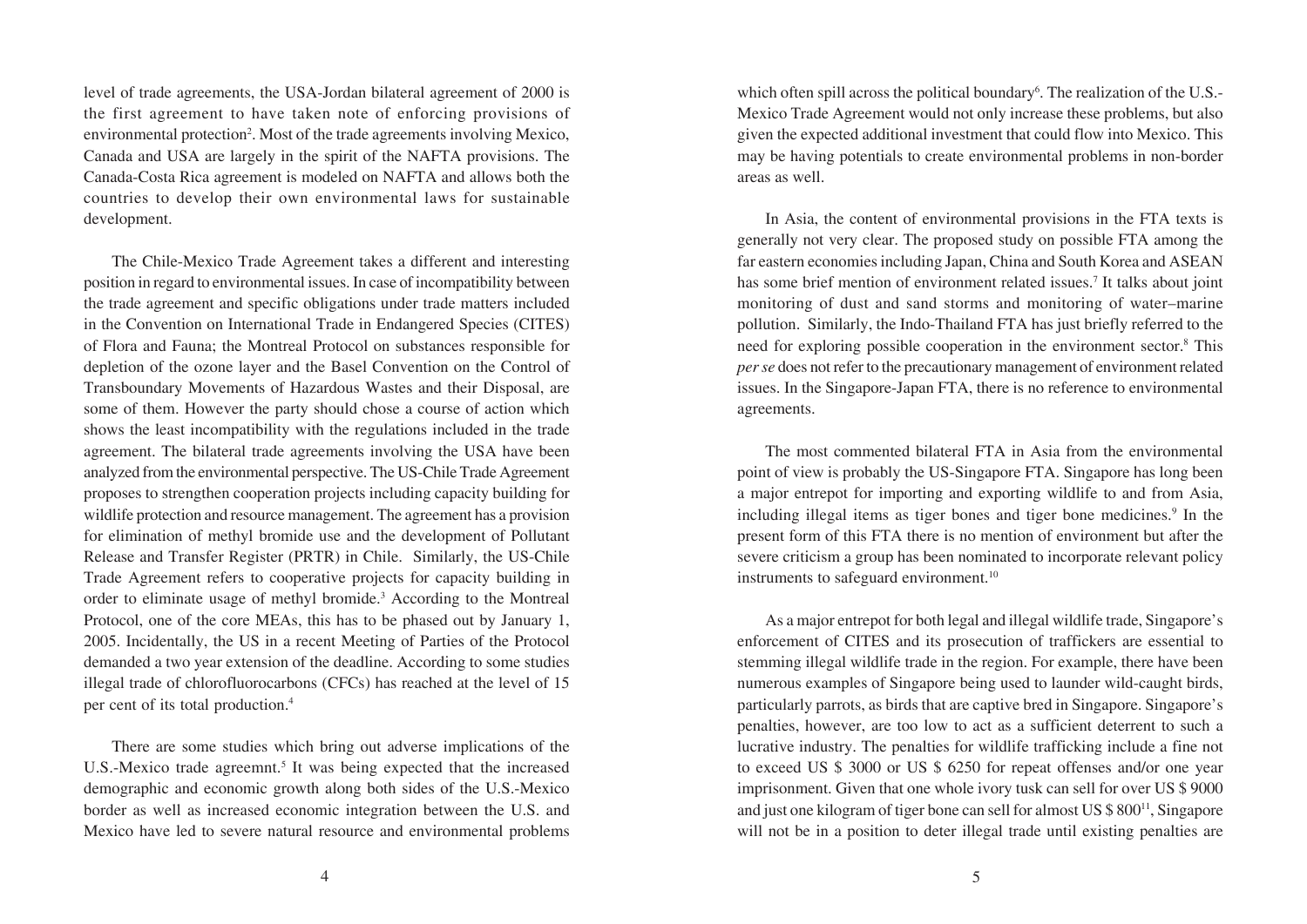level of trade agreements, the USA-Jordan bilateral agreement of 2000 is the first agreement to have taken note of enforcing provisions of environmental protection[2]. Most of the trade agreements involving Mexico, Canada and USA are largely in the spirit of the NAFTA provisions. The Canada-Costa Rica agreement is modeled on NAFTA and allows both the countries to develop their own environmental laws for sustainable development.

The Chile-Mexico Trade Agreement takes a different and interesting position in regard to environmental issues. In case of incompatibility between the trade agreement and specific obligations under trade matters included in the Convention on International Trade in Endangered Species (CITES) of Flora and Fauna; the Montreal Protocol on substances responsible for depletion of the ozone layer and the Basel Convention on the Control of Transboundary Movements of Hazardous Wastes and their Disposal, are some of them. However the party should chose a course of action which shows the least incompatibility with the regulations included in the trade agreement. The bilateral trade agreements involving the USA have been analyzed from the environmental perspective. The US-Chile Trade Agreement proposes to strengthen cooperation projects including capacity building for wildlife protection and resource management. The agreement has a provision for elimination of methyl bromide use and the development of Pollutant Release and Transfer Register (PRTR) in Chile. Similarly, the US-Chile Trade Agreement refers to cooperative projects for capacity building in order to eliminate usage of methyl bromide.[3] According to the Montreal Protocol, one of the core MEAs, this has to be phased out by January 1, 2005. Incidentally, the US in a recent Meeting of Parties of the Protocol demanded a two year extension of the deadline. According to some studies illegal trade of chlorofluorocarbons (CFCs) has reached at the level of 15 per cent of its total production.[4]

There are some studies which bring out adverse implications of the U.S.-Mexico trade agreemnt.[5] It was being expected that the increased demographic and economic growth along both sides of the U.S.-Mexico border as well as increased economic integration between the U.S. and Mexico have led to severe natural resource and environmental problems which often spill across the political boundary[6]. The realization of the U.S.-Mexico Trade Agreement would not only increase these problems, but also given the expected additional investment that could flow into Mexico. This may be having potentials to create environmental problems in non-border areas as well.

In Asia, the content of environmental provisions in the FTA texts is generally not very clear. The proposed study on possible FTA among the far eastern economies including Japan, China and South Korea and ASEAN has some brief mention of environment related issues.[7] It talks about joint monitoring of dust and sand storms and monitoring of water–marine pollution. Similarly, the Indo-Thailand FTA has just briefly referred to the need for exploring possible cooperation in the environment sector.[8] This *per se* does not refer to the precautionary management of environment related issues. In the Singapore-Japan FTA, there is no reference to environmental agreements.

The most commented bilateral FTA in Asia from the environmental point of view is probably the US-Singapore FTA. Singapore has long been a major entrepot for importing and exporting wildlife to and from Asia, including illegal items as tiger bones and tiger bone medicines.[9] In the present form of this FTA there is no mention of environment but after the severe criticism a group has been nominated to incorporate relevant policy instruments to safeguard environment.[10]

As a major entrepot for both legal and illegal wildlife trade, Singapore's enforcement of CITES and its prosecution of traffickers are essential to stemming illegal wildlife trade in the region. For example, there have been numerous examples of Singapore being used to launder wild-caught birds, particularly parrots, as birds that are captive bred in Singapore. Singapore's penalties, however, are too low to act as a sufficient deterrent to such a lucrative industry. The penalties for wildlife trafficking include a fine not to exceed US $ 3000 or US $ 6250 for repeat offenses and/or one year imprisonment. Given that one whole ivory tusk can sell for over US $ 9000 and just one kilogram of tiger bone can sell for almost US $ 800[11], Singapore will not be in a position to deter illegal trade until existing penalties are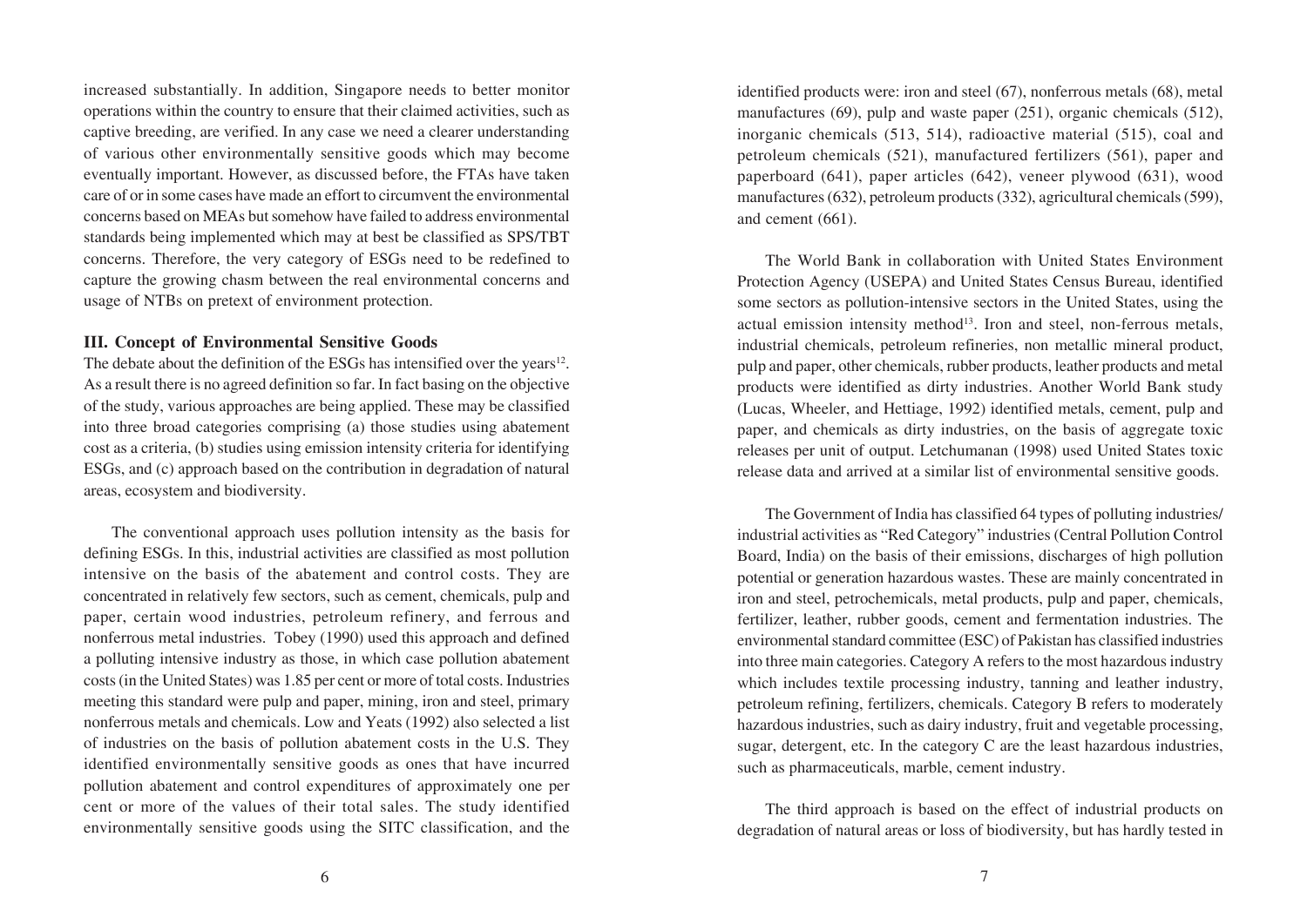increased substantially. In addition, Singapore needs to better monitor operations within the country to ensure that their claimed activities, such as captive breeding, are verified. In any case we need a clearer understanding of various other environmentally sensitive goods which may become eventually important. However, as discussed before, the FTAs have taken care of or in some cases have made an effort to circumvent the environmental concerns based on MEAs but somehow have failed to address environmental standards being implemented which may at best be classified as SPS/TBT concerns. Therefore, the very category of ESGs need to be redefined to capture the growing chasm between the real environmental concerns and usage of NTBs on pretext of environment protection.

### III. Concept of Environmental Sensitive Goods

The debate about the definition of the ESGs has intensified over the years[12]. As a result there is no agreed definition so far. In fact basing on the objective of the study, various approaches are being applied. These may be classified into three broad categories comprising (a) those studies using abatement cost as a criteria, (b) studies using emission intensity criteria for identifying ESGs, and (c) approach based on the contribution in degradation of natural areas, ecosystem and biodiversity.

The conventional approach uses pollution intensity as the basis for defining ESGs. In this, industrial activities are classified as most pollution intensive on the basis of the abatement and control costs. They are concentrated in relatively few sectors, such as cement, chemicals, pulp and paper, certain wood industries, petroleum refinery, and ferrous and nonferrous metal industries. Tobey (1990) used this approach and defined a polluting intensive industry as those, in which case pollution abatement costs (in the United States) was 1.85 per cent or more of total costs. Industries meeting this standard were pulp and paper, mining, iron and steel, primary nonferrous metals and chemicals. Low and Yeats (1992) also selected a list of industries on the basis of pollution abatement costs in the U.S. They identified environmentally sensitive goods as ones that have incurred pollution abatement and control expenditures of approximately one per cent or more of the values of their total sales. The study identified environmentally sensitive goods using the SITC classification, and the identified products were: iron and steel (67), nonferrous metals (68), metal manufactures (69), pulp and waste paper (251), organic chemicals (512), inorganic chemicals (513, 514), radioactive material (515), coal and petroleum chemicals (521), manufactured fertilizers (561), paper and paperboard (641), paper articles (642), veneer plywood (631), wood manufactures (632), petroleum products (332), agricultural chemicals (599), and cement (661).

The World Bank in collaboration with United States Environment Protection Agency (USEPA) and United States Census Bureau, identified some sectors as pollution-intensive sectors in the United States, using the actual emission intensity method[13]. Iron and steel, non-ferrous metals, industrial chemicals, petroleum refineries, non metallic mineral product, pulp and paper, other chemicals, rubber products, leather products and metal products were identified as dirty industries. Another World Bank study (Lucas, Wheeler, and Hettiage, 1992) identified metals, cement, pulp and paper, and chemicals as dirty industries, on the basis of aggregate toxic releases per unit of output. Letchumanan (1998) used United States toxic release data and arrived at a similar list of environmental sensitive goods.

The Government of India has classified 64 types of polluting industries/ industrial activities as "Red Category" industries (Central Pollution Control Board, India) on the basis of their emissions, discharges of high pollution potential or generation hazardous wastes. These are mainly concentrated in iron and steel, petrochemicals, metal products, pulp and paper, chemicals, fertilizer, leather, rubber goods, cement and fermentation industries. The environmental standard committee (ESC) of Pakistan has classified industries into three main categories. Category A refers to the most hazardous industry which includes textile processing industry, tanning and leather industry, petroleum refining, fertilizers, chemicals. Category B refers to moderately hazardous industries, such as dairy industry, fruit and vegetable processing, sugar, detergent, etc. In the category C are the least hazardous industries, such as pharmaceuticals, marble, cement industry.

The third approach is based on the effect of industrial products on degradation of natural areas or loss of biodiversity, but has hardly tested in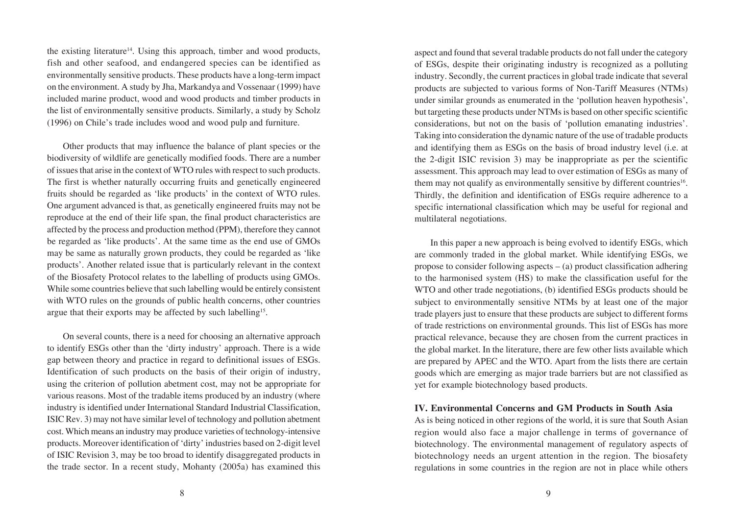the existing literature[14]. Using this approach, timber and wood products, fish and other seafood, and endangered species can be identified as environmentally sensitive products. These products have a long-term impact on the environment. A study by Jha, Markandya and Vossenaar (1999) have included marine product, wood and wood products and timber products in the list of environmentally sensitive products. Similarly, a study by Scholz (1996) on Chile's trade includes wood and wood pulp and furniture.

Other products that may influence the balance of plant species or the biodiversity of wildlife are genetically modified foods. There are a number of issues that arise in the context of WTO rules with respect to such products. The first is whether naturally occurring fruits and genetically engineered fruits should be regarded as 'like products' in the context of WTO rules. One argument advanced is that, as genetically engineered fruits may not be reproduce at the end of their life span, the final product characteristics are affected by the process and production method (PPM), therefore they cannot be regarded as 'like products'. At the same time as the end use of GMOs may be same as naturally grown products, they could be regarded as 'like products'. Another related issue that is particularly relevant in the context of the Biosafety Protocol relates to the labelling of products using GMOs. While some countries believe that such labelling would be entirely consistent with WTO rules on the grounds of public health concerns, other countries argue that their exports may be affected by such labelling[15].

On several counts, there is a need for choosing an alternative approach to identify ESGs other than the 'dirty industry' approach. There is a wide gap between theory and practice in regard to definitional issues of ESGs. Identification of such products on the basis of their origin of industry, using the criterion of pollution abetment cost, may not be appropriate for various reasons. Most of the tradable items produced by an industry (where industry is identified under International Standard Industrial Classification, ISIC Rev. 3) may not have similar level of technology and pollution abetment cost. Which means an industry may produce varieties of technology-intensive products. Moreover identification of 'dirty' industries based on 2-digit level of ISIC Revision 3, may be too broad to identify disaggregated products in the trade sector. In a recent study, Mohanty (2005a) has examined this aspect and found that several tradable products do not fall under the category of ESGs, despite their originating industry is recognized as a polluting industry. Secondly, the current practices in global trade indicate that several products are subjected to various forms of Non-Tariff Measures (NTMs) under similar grounds as enumerated in the 'pollution heaven hypothesis', but targeting these products under NTMs is based on other specific scientific considerations, but not on the basis of 'pollution emanating industries'. Taking into consideration the dynamic nature of the use of tradable products and identifying them as ESGs on the basis of broad industry level (i.e. at the 2-digit ISIC revision 3) may be inappropriate as per the scientific assessment. This approach may lead to over estimation of ESGs as many of them may not qualify as environmentally sensitive by different countries[16]. Thirdly, the definition and identification of ESGs require adherence to a specific international classification which may be useful for regional and multilateral negotiations.

In this paper a new approach is being evolved to identify ESGs, which are commonly traded in the global market. While identifying ESGs, we propose to consider following aspects – (a) product classification adhering to the harmonised system (HS) to make the classification useful for the WTO and other trade negotiations, (b) identified ESGs products should be subject to environmentally sensitive NTMs by at least one of the major trade players just to ensure that these products are subject to different forms of trade restrictions on environmental grounds. This list of ESGs has more practical relevance, because they are chosen from the current practices in the global market. In the literature, there are few other lists available which are prepared by APEC and the WTO. Apart from the lists there are certain goods which are emerging as major trade barriers but are not classified as yet for example biotechnology based products.

## IV. Environmental Concerns and GM Products in South Asia

As is being noticed in other regions of the world, it is sure that South Asian region would also face a major challenge in terms of governance of biotechnology. The environmental management of regulatory aspects of biotechnology needs an urgent attention in the region. The biosafety regulations in some countries in the region are not in place while others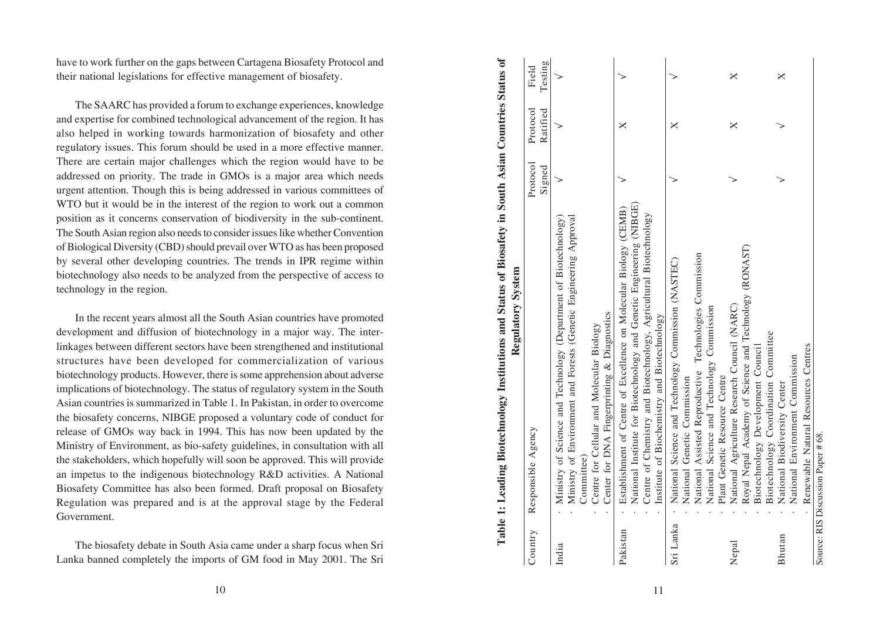have to work further on the gaps between Cartagena Biosafety Protocol and their national legislations for effective management of biosafety.

The SAARC has provided a forum to exchange experiences, knowledge and expertise for combined technological advancement of the region. It has also helped in working towards harmonization of biosafety and other regulatory issues. This forum should be used in a more effective manner. There are certain major challenges which the region would have to be addressed on priority. The trade in GMOs is a major area which needs urgent attention. Though this is being addressed in various committees of WTO but it would be in the interest of the region to work out a common position as it concerns conservation of biodiversity in the sub-continent. The South Asian region also needs to consider issues like whether Convention of Biological Diversity (CBD) should prevail over WTO as has been proposed by several other developing countries. The trends in IPR regime within biotechnology also needs to be analyzed from the perspective of access to technology in the region.

In the recent years almost all the South Asian countries have promoted development and diffusion of biotechnology in a major way. The inter-linkages between different sectors have been strengthened and institutional structures have been developed for commercialization of various biotechnology products. However, there is some apprehension about adverse implications of biotechnology. The status of regulatory system in the South Asian countries is summarized in Table 1. In Pakistan, in order to overcome the biosafety concerns, NIBGE proposed a voluntary code of conduct for release of GMOs way back in 1994. This has now been updated by the Ministry of Environment, as bio-safety guidelines, in consultation with all the stakeholders, which hopefully will soon be approved. This will provide an impetus to the indigenous biotechnology R&D activities. A National Biosafety Committee has also been formed. Draft proposal on Biosafety Regulation was prepared and is at the approval stage by the Federal Government.

The biosafety debate in South Asia came under a sharp focus when Sri Lanka banned completely the imports of GM food in May 2001. The Sri

**Table 1: Leading Biotechnology Institutions and Status of Biosafety in South Asian Countries Status of Regulatory System**

| Country | Responsible Agency | Protocol Signed | Protocol Ratified | Field Testing |
|---|---|---|---|---|
| India | · Ministry of Science and Technology (Department of Biotechnology)<br>· Ministry of Environment and Forests (Genetic Engineering Approval Committee)<br>· Centre for Cellular and Molecular Biology<br>· Center for DNA Fingerprinting & Diagnostics | √ | √ | √ |
| Pakistan | · Establishment of Centre of Excellence on Molecular Biology (CEMB)<br>· National Institute for Biotechnology and Genetic Engineering (NIBGE)<br>· Centre of Chemistry and Biotechnology, Agricultural Biotechnology<br>· Institute of Biochemistry and Biotechnology | √ | X | √ |
| Sri Lanka | · National Science and Technology Commission (NASTEC)<br>· National Genetic Commission<br>· National Assisted Reproductive Technologies Commission<br>· National Science and Technology Commission<br>· Plant Genetic Resource Centre | √ | X | √ |
| Nepal | · National Agriculture Research Council (NARC)<br>· Royal Nepal Academy of Science and Technology (RONAST)<br>· Biotechnology Development Council<br>· Biotechnology Coordination Committee | √ | X | X |
| Bhutan | · National Biodiversity Center<br>· National Environment Commission<br>· Renewable Natural Resources Centres | √ | √ | X |

Source: RIS Discussion Paper # 68.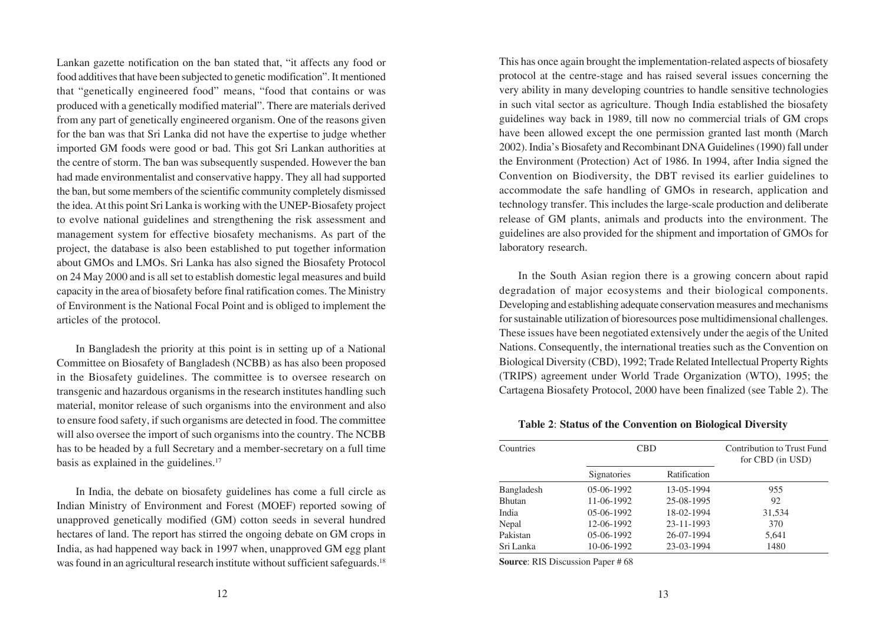Lankan gazette notification on the ban stated that, "it affects any food or food additives that have been subjected to genetic modification". It mentioned that "genetically engineered food" means, "food that contains or was produced with a genetically modified material". There are materials derived from any part of genetically engineered organism. One of the reasons given for the ban was that Sri Lanka did not have the expertise to judge whether imported GM foods were good or bad. This got Sri Lankan authorities at the centre of storm. The ban was subsequently suspended. However the ban had made environmentalist and conservative happy. They all had supported the ban, but some members of the scientific community completely dismissed the idea. At this point Sri Lanka is working with the UNEP-Biosafety project to evolve national guidelines and strengthening the risk assessment and management system for effective biosafety mechanisms. As part of the project, the database is also been established to put together information about GMOs and LMOs. Sri Lanka has also signed the Biosafety Protocol on 24 May 2000 and is all set to establish domestic legal measures and build capacity in the area of biosafety before final ratification comes. The Ministry of Environment is the National Focal Point and is obliged to implement the articles of the protocol.

In Bangladesh the priority at this point is in setting up of a National Committee on Biosafety of Bangladesh (NCBB) as has also been proposed in the Biosafety guidelines. The committee is to oversee research on transgenic and hazardous organisms in the research institutes handling such material, monitor release of such organisms into the environment and also to ensure food safety, if such organisms are detected in food. The committee will also oversee the import of such organisms into the country. The NCBB has to be headed by a full Secretary and a member-secretary on a full time basis as explained in the guidelines.[17]

In India, the debate on biosafety guidelines has come a full circle as Indian Ministry of Environment and Forest (MOEF) reported sowing of unapproved genetically modified (GM) cotton seeds in several hundred hectares of land. The report has stirred the ongoing debate on GM crops in India, as had happened way back in 1997 when, unapproved GM egg plant was found in an agricultural research institute without sufficient safeguards.[18] This has once again brought the implementation-related aspects of biosafety protocol at the centre-stage and has raised several issues concerning the very ability in many developing countries to handle sensitive technologies in such vital sector as agriculture. Though India established the biosafety guidelines way back in 1989, till now no commercial trials of GM crops have been allowed except the one permission granted last month (March 2002). India's Biosafety and Recombinant DNA Guidelines (1990) fall under the Environment (Protection) Act of 1986. In 1994, after India signed the Convention on Biodiversity, the DBT revised its earlier guidelines to accommodate the safe handling of GMOs in research, application and technology transfer. This includes the large-scale production and deliberate release of GM plants, animals and products into the environment. The guidelines are also provided for the shipment and importation of GMOs for laboratory research.

In the South Asian region there is a growing concern about rapid degradation of major ecosystems and their biological components. Developing and establishing adequate conservation measures and mechanisms for sustainable utilization of bioresources pose multidimensional challenges. These issues have been negotiated extensively under the aegis of the United Nations. Consequently, the international treaties such as the Convention on Biological Diversity (CBD), 1992; Trade Related Intellectual Property Rights (TRIPS) agreement under World Trade Organization (WTO), 1995; the Cartagena Biosafety Protocol, 2000 have been finalized (see Table 2). The

**Table 2**: **Status of the Convention on Biological Diversity**

| Countries | CBD | | Contribution to Trust Fund for CBD (in USD) |
|---|---|---|---|
| | Signatories | Ratification | |
| Bangladesh | 05-06-1992 | 13-05-1994 | 955 |
| Bhutan | 11-06-1992 | 25-08-1995 | 92 |
| India | 05-06-1992 | 18-02-1994 | 31,534 |
| Nepal | 12-06-1992 | 23-11-1993 | 370 |
| Pakistan | 05-06-1992 | 26-07-1994 | 5,641 |
| Sri Lanka | 10-06-1992 | 23-03-1994 | 1480 |

**Source**: RIS Discussion Paper # 68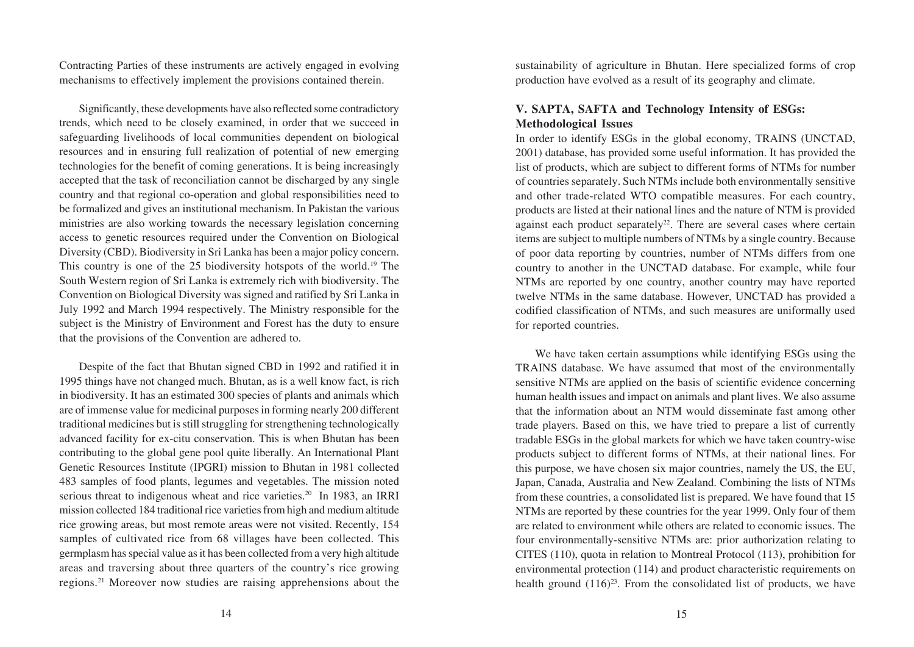Contracting Parties of these instruments are actively engaged in evolving mechanisms to effectively implement the provisions contained therein.

Significantly, these developments have also reflected some contradictory trends, which need to be closely examined, in order that we succeed in safeguarding livelihoods of local communities dependent on biological resources and in ensuring full realization of potential of new emerging technologies for the benefit of coming generations. It is being increasingly accepted that the task of reconciliation cannot be discharged by any single country and that regional co-operation and global responsibilities need to be formalized and gives an institutional mechanism. In Pakistan the various ministries are also working towards the necessary legislation concerning access to genetic resources required under the Convention on Biological Diversity (CBD). Biodiversity in Sri Lanka has been a major policy concern. This country is one of the 25 biodiversity hotspots of the world.[19] The South Western region of Sri Lanka is extremely rich with biodiversity. The Convention on Biological Diversity was signed and ratified by Sri Lanka in July 1992 and March 1994 respectively. The Ministry responsible for the subject is the Ministry of Environment and Forest has the duty to ensure that the provisions of the Convention are adhered to.

Despite of the fact that Bhutan signed CBD in 1992 and ratified it in 1995 things have not changed much. Bhutan, as is a well know fact, is rich in biodiversity. It has an estimated 300 species of plants and animals which are of immense value for medicinal purposes in forming nearly 200 different traditional medicines but is still struggling for strengthening technologically advanced facility for ex-citu conservation. This is when Bhutan has been contributing to the global gene pool quite liberally. An International Plant Genetic Resources Institute (IPGRI) mission to Bhutan in 1981 collected 483 samples of food plants, legumes and vegetables. The mission noted serious threat to indigenous wheat and rice varieties.[20] In 1983, an IRRI mission collected 184 traditional rice varieties from high and medium altitude rice growing areas, but most remote areas were not visited. Recently, 154 samples of cultivated rice from 68 villages have been collected. This germplasm has special value as it has been collected from a very high altitude areas and traversing about three quarters of the country's rice growing regions.[21] Moreover now studies are raising apprehensions about the sustainability of agriculture in Bhutan. Here specialized forms of crop production have evolved as a result of its geography and climate.

## V. SAPTA, SAFTA and Technology Intensity of ESGs: Methodological Issues

In order to identify ESGs in the global economy, TRAINS (UNCTAD, 2001) database, has provided some useful information. It has provided the list of products, which are subject to different forms of NTMs for number of countries separately. Such NTMs include both environmentally sensitive and other trade-related WTO compatible measures. For each country, products are listed at their national lines and the nature of NTM is provided against each product separately[22]. There are several cases where certain items are subject to multiple numbers of NTMs by a single country. Because of poor data reporting by countries, number of NTMs differs from one country to another in the UNCTAD database. For example, while four NTMs are reported by one country, another country may have reported twelve NTMs in the same database. However, UNCTAD has provided a codified classification of NTMs, and such measures are uniformally used for reported countries.

We have taken certain assumptions while identifying ESGs using the TRAINS database. We have assumed that most of the environmentally sensitive NTMs are applied on the basis of scientific evidence concerning human health issues and impact on animals and plant lives. We also assume that the information about an NTM would disseminate fast among other trade players. Based on this, we have tried to prepare a list of currently tradable ESGs in the global markets for which we have taken country-wise products subject to different forms of NTMs, at their national lines. For this purpose, we have chosen six major countries, namely the US, the EU, Japan, Canada, Australia and New Zealand. Combining the lists of NTMs from these countries, a consolidated list is prepared. We have found that 15 NTMs are reported by these countries for the year 1999. Only four of them are related to environment while others are related to economic issues. The four environmentally-sensitive NTMs are: prior authorization relating to CITES (110), quota in relation to Montreal Protocol (113), prohibition for environmental protection (114) and product characteristic requirements on health ground (116)[23]. From the consolidated list of products, we have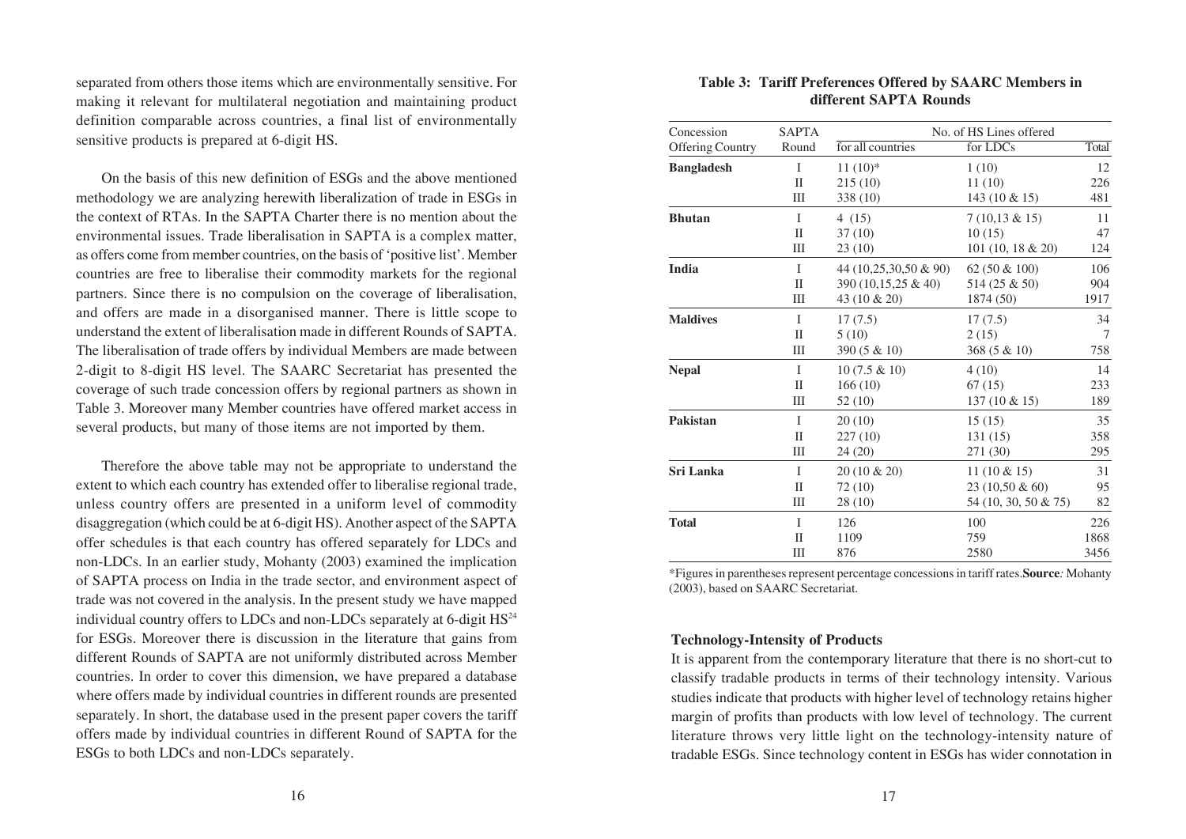separated from others those items which are environmentally sensitive. For making it relevant for multilateral negotiation and maintaining product definition comparable across countries, a final list of environmentally sensitive products is prepared at 6-digit HS.

On the basis of this new definition of ESGs and the above mentioned methodology we are analyzing herewith liberalization of trade in ESGs in the context of RTAs. In the SAPTA Charter there is no mention about the environmental issues. Trade liberalisation in SAPTA is a complex matter, as offers come from member countries, on the basis of 'positive list'. Member countries are free to liberalise their commodity markets for the regional partners. Since there is no compulsion on the coverage of liberalisation, and offers are made in a disorganised manner. There is little scope to understand the extent of liberalisation made in different Rounds of SAPTA. The liberalisation of trade offers by individual Members are made between 2-digit to 8-digit HS level. The SAARC Secretariat has presented the coverage of such trade concession offers by regional partners as shown in Table 3. Moreover many Member countries have offered market access in several products, but many of those items are not imported by them.

Therefore the above table may not be appropriate to understand the extent to which each country has extended offer to liberalise regional trade, unless country offers are presented in a uniform level of commodity disaggregation (which could be at 6-digit HS). Another aspect of the SAPTA offer schedules is that each country has offered separately for LDCs and non-LDCs. In an earlier study, Mohanty (2003) examined the implication of SAPTA process on India in the trade sector, and environment aspect of trade was not covered in the analysis. In the present study we have mapped individual country offers to LDCs and non-LDCs separately at 6-digit HS[24] for ESGs. Moreover there is discussion in the literature that gains from different Rounds of SAPTA are not uniformly distributed across Member countries. In order to cover this dimension, we have prepared a database where offers made by individual countries in different rounds are presented separately. In short, the database used in the present paper covers the tariff offers made by individual countries in different Round of SAPTA for the ESGs to both LDCs and non-LDCs separately.

**Table 3: Tariff Preferences Offered by SAARC Members in different SAPTA Rounds**

| Concession Offering Country | SAPTA Round | No. of HS Lines offered | | |
|---|---|---|---|---|
| | | for all countries | for LDCs | Total |
| **Bangladesh** | I | 11 (10)* | 1 (10) | 12 |
| | II | 215 (10) | 11 (10) | 226 |
| | III | 338 (10) | 143 (10 & 15) | 481 |
| **Bhutan** | I | 4 (15) | 7 (10,13 & 15) | 11 |
| | II | 37 (10) | 10 (15) | 47 |
| | III | 23 (10) | 101 (10, 18 & 20) | 124 |
| **India** | I | 44 (10,25,30,50 & 90) | 62 (50 & 100) | 106 |
| | II | 390 (10,15,25 & 40) | 514 (25 & 50) | 904 |
| | III | 43 (10 & 20) | 1874 (50) | 1917 |
| **Maldives** | I | 17 (7.5) | 17 (7.5) | 34 |
| | II | 5 (10) | 2 (15) | 7 |
| | III | 390 (5 & 10) | 368 (5 & 10) | 758 |
| **Nepal** | I | 10 (7.5 & 10) | 4 (10) | 14 |
| | II | 166 (10) | 67 (15) | 233 |
| | III | 52 (10) | 137 (10 & 15) | 189 |
| **Pakistan** | I | 20 (10) | 15 (15) | 35 |
| | II | 227 (10) | 131 (15) | 358 |
| | III | 24 (20) | 271 (30) | 295 |
| **Sri Lanka** | I | 20 (10 & 20) | 11 (10 & 15) | 31 |
| | II | 72 (10) | 23 (10,50 & 60) | 95 |
| | III | 28 (10) | 54 (10, 30, 50 & 75) | 82 |
| **Total** | I | 126 | 100 | 226 |
| | II | 1109 | 759 | 1868 |
| | III | 876 | 2580 | 3456 |

*Figures in parentheses represent percentage concessions in tariff rates. **Source***:* Mohanty (2003), based on SAARC Secretariat.

### Technology-Intensity of Products

It is apparent from the contemporary literature that there is no short-cut to classify tradable products in terms of their technology intensity. Various studies indicate that products with higher level of technology retains higher margin of profits than products with low level of technology. The current literature throws very little light on the technology-intensity nature of tradable ESGs. Since technology content in ESGs has wider connotation in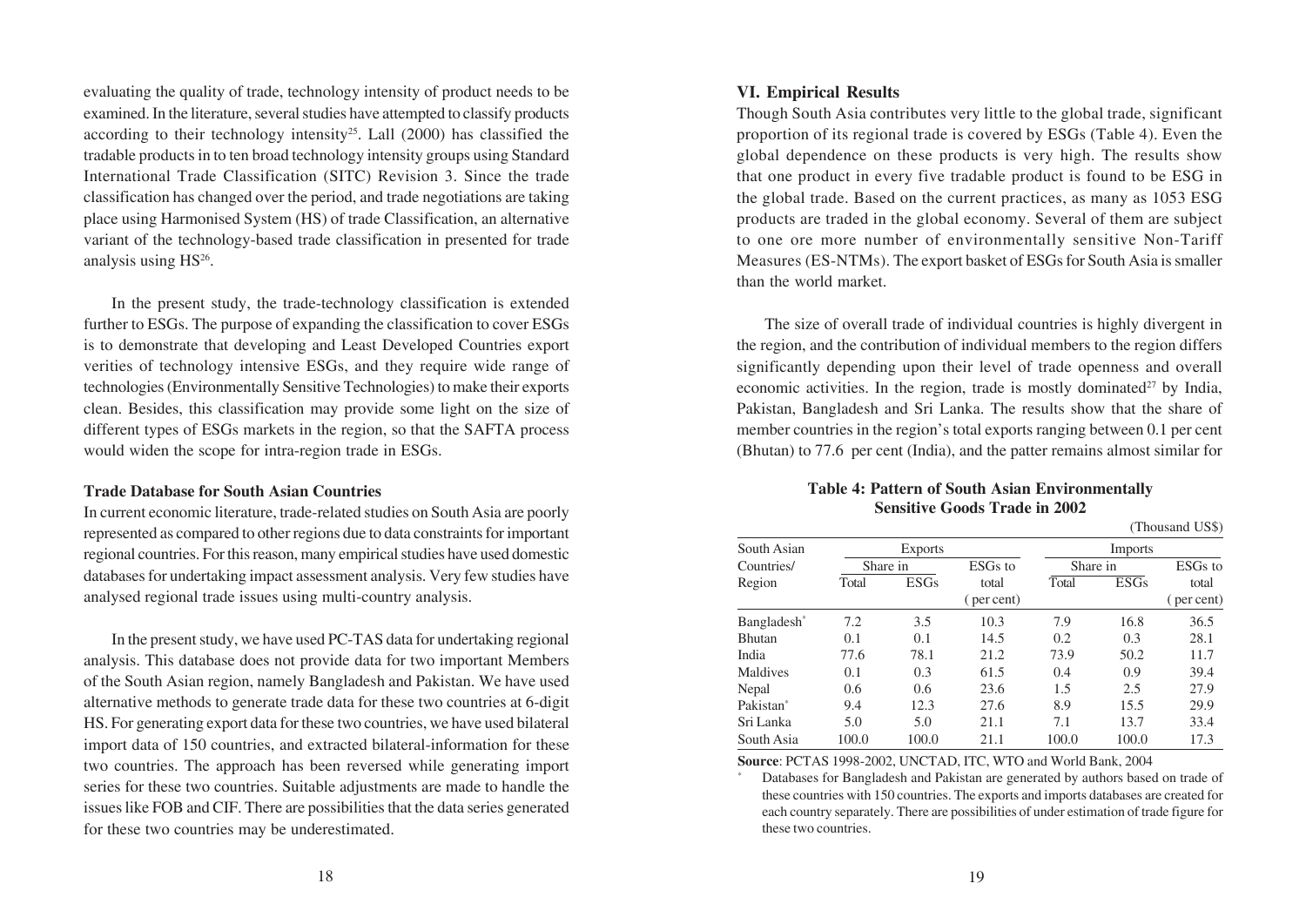evaluating the quality of trade, technology intensity of product needs to be examined. In the literature, several studies have attempted to classify products according to their technology intensity[25]. Lall (2000) has classified the tradable products in to ten broad technology intensity groups using Standard International Trade Classification (SITC) Revision 3. Since the trade classification has changed over the period, and trade negotiations are taking place using Harmonised System (HS) of trade Classification, an alternative variant of the technology-based trade classification in presented for trade analysis using HS[26].

In the present study, the trade-technology classification is extended further to ESGs. The purpose of expanding the classification to cover ESGs is to demonstrate that developing and Least Developed Countries export verities of technology intensive ESGs, and they require wide range of technologies (Environmentally Sensitive Technologies) to make their exports clean. Besides, this classification may provide some light on the size of different types of ESGs markets in the region, so that the SAFTA process would widen the scope for intra-region trade in ESGs.

### Trade Database for South Asian Countries

In current economic literature, trade-related studies on South Asia are poorly represented as compared to other regions due to data constraints for important regional countries. For this reason, many empirical studies have used domestic databases for undertaking impact assessment analysis. Very few studies have analysed regional trade issues using multi-country analysis.

In the present study, we have used PC-TAS data for undertaking regional analysis. This database does not provide data for two important Members of the South Asian region, namely Bangladesh and Pakistan. We have used alternative methods to generate trade data for these two countries at 6-digit HS. For generating export data for these two countries, we have used bilateral import data of 150 countries, and extracted bilateral-information for these two countries. The approach has been reversed while generating import series for these two countries. Suitable adjustments are made to handle the issues like FOB and CIF. There are possibilities that the data series generated for these two countries may be underestimated.

## VI. Empirical Results

Though South Asia contributes very little to the global trade, significant proportion of its regional trade is covered by ESGs (Table 4). Even the global dependence on these products is very high. The results show that one product in every five tradable product is found to be ESG in the global trade. Based on the current practices, as many as 1053 ESG products are traded in the global economy. Several of them are subject to one ore more number of environmentally sensitive Non-Tariff Measures (ES-NTMs). The export basket of ESGs for South Asia is smaller than the world market.

The size of overall trade of individual countries is highly divergent in the region, and the contribution of individual members to the region differs significantly depending upon their level of trade openness and overall economic activities. In the region, trade is mostly dominated[27] by India, Pakistan, Bangladesh and Sri Lanka. The results show that the share of member countries in the region's total exports ranging between 0.1 per cent (Bhutan) to 77.6 per cent (India), and the patter remains almost similar for

**Table 4: Pattern of South Asian Environmentally Sensitive Goods Trade in 2002**

(Thousand US$)

| South Asian Countries/ Region | Exports | | | Imports | | |
|---|---|---|---|---|---|---|
| | Share in | | ESGs to total (per cent) | Share in | | ESGs to total (per cent) |
| | Total | ESGs | | Total | ESGs | |
| Bangladesh* | 7.2 | 3.5 | 10.3 | 7.9 | 16.8 | 36.5 |
| Bhutan | 0.1 | 0.1 | 14.5 | 0.2 | 0.3 | 28.1 |
| India | 77.6 | 78.1 | 21.2 | 73.9 | 50.2 | 11.7 |
| Maldives | 0.1 | 0.3 | 61.5 | 0.4 | 0.9 | 39.4 |
| Nepal | 0.6 | 0.6 | 23.6 | 1.5 | 2.5 | 27.9 |
| Pakistan* | 9.4 | 12.3 | 27.6 | 8.9 | 15.5 | 29.9 |
| Sri Lanka | 5.0 | 5.0 | 21.1 | 7.1 | 13.7 | 33.4 |
| South Asia | 100.0 | 100.0 | 21.1 | 100.0 | 100.0 | 17.3 |

**Source**: PCTAS 1998-2002, UNCTAD, ITC, WTO and World Bank, 2004

\* Databases for Bangladesh and Pakistan are generated by authors based on trade of these countries with 150 countries. The exports and imports databases are created for each country separately. There are possibilities of under estimation of trade figure for these two countries.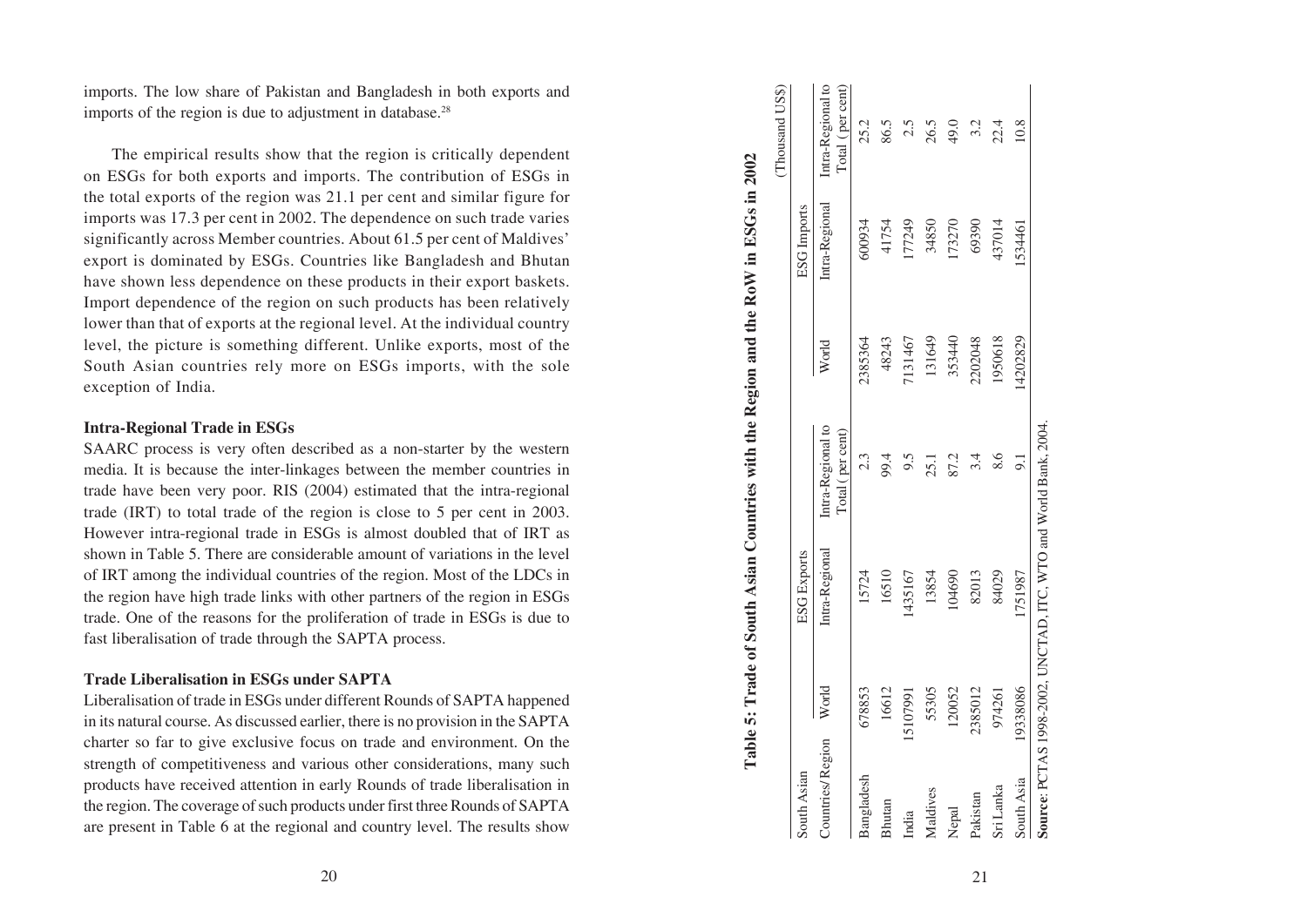imports. The low share of Pakistan and Bangladesh in both exports and imports of the region is due to adjustment in database.[28]

The empirical results show that the region is critically dependent on ESGs for both exports and imports. The contribution of ESGs in the total exports of the region was 21.1 per cent and similar figure for imports was 17.3 per cent in 2002. The dependence on such trade varies significantly across Member countries. About 61.5 per cent of Maldives' export is dominated by ESGs. Countries like Bangladesh and Bhutan have shown less dependence on these products in their export baskets. Import dependence of the region on such products has been relatively lower than that of exports at the regional level. At the individual country level, the picture is something different. Unlike exports, most of the South Asian countries rely more on ESGs imports, with the sole exception of India.

### Intra-Regional Trade in ESGs

SAARC process is very often described as a non-starter by the western media. It is because the inter-linkages between the member countries in trade have been very poor. RIS (2004) estimated that the intra-regional trade (IRT) to total trade of the region is close to 5 per cent in 2003. However intra-regional trade in ESGs is almost doubled that of IRT as shown in Table 5. There are considerable amount of variations in the level of IRT among the individual countries of the region. Most of the LDCs in the region have high trade links with other partners of the region in ESGs trade. One of the reasons for the proliferation of trade in ESGs is due to fast liberalisation of trade through the SAPTA process.

### Trade Liberalisation in ESGs under SAPTA

Liberalisation of trade in ESGs under different Rounds of SAPTA happened in its natural course. As discussed earlier, there is no provision in the SAPTA charter so far to give exclusive focus on trade and environment. On the strength of competitiveness and various other considerations, many such products have received attention in early Rounds of trade liberalisation in the region. The coverage of such products under first three Rounds of SAPTA are present in Table 6 at the regional and country level. The results show

**Table 5: Trade of South Asian Countries with the Region and the RoW in ESGs in 2002**

(Thousand US$)

| South Asian | ESG Exports | | | ESG Imports | | |
|---|---|---|---|---|---|---|
| Countries/Region | World | Intra-Regional | Intra-Regional to Total ( per cent) | World | Intra-Regional | Intra-Regional to Total (per cent) |
| Bangladesh | 678853 | 15724 | 2.3 | 2385364 | 600934 | 25.2 |
| Bhutan | 16612 | 16510 | 99.4 | 48243 | 41754 | 86.5 |
| India | 15107991 | 1435167 | 9.5 | 7131467 | 177249 | 2.5 |
| Maldives | 55305 | 13854 | 25.1 | 131649 | 34850 | 26.5 |
| Nepal | 120052 | 104690 | 87.2 | 353440 | 173270 | 49.0 |
| Pakistan | 2385012 | 82013 | 3.4 | 2202048 | 69390 | 3.2 |
| Sri Lanka | 974261 | 84029 | 8.6 | 1950618 | 437014 | 22.4 |
| South Asia | 19338086 | 1751987 | 9.1 | 14202829 | 1534461 | 10.8 |

**Source**: PCTAS 1998-2002, UNCTAD, ITC, WTO and World Bank, 2004.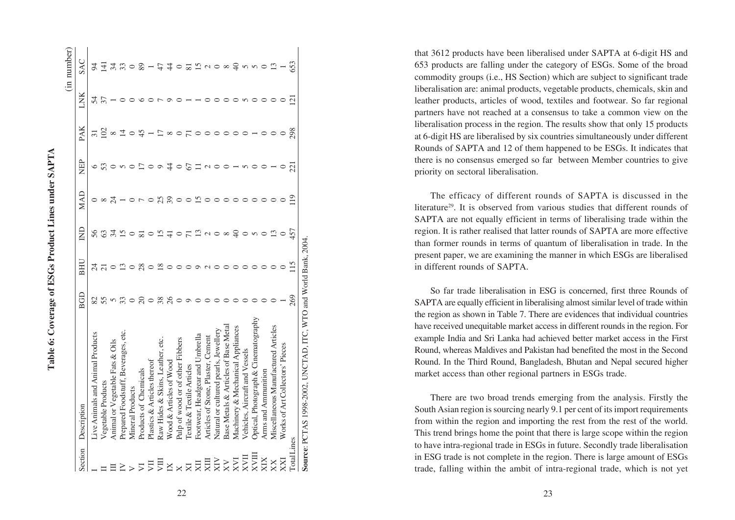**Table 6: Coverage of ESGs Product Lines under SAPTA**

(in number)

| Section | Description | BGD | BHU | IND | MAD | NEP | PAK | LNK | SAC |
|---|---|---|---|---|---|---|---|---|---|
| I | Live Animals and Animal Products | 82 | 24 | 56 | 0 | 6 | 31 | 54 | 94 |
| II | Vegetable Products | 55 | 21 | 63 | 8 | 53 | 102 | 37 | 141 |
| III | Animal or Vegetable Fats & Oils | 5 | 0 | 34 | 24 | 0 | 8 | 1 | 34 |
| IV | Prepared Foodstuff, Beverages, etc. | 33 | 13 | 15 | 1 | 5 | 14 | 0 | 33 |
| V | Mineral Products | 0 | 0 | 0 | 0 | 0 | 0 | 0 | 0 |
| VI | Products of Chemicals | 20 | 28 | 81 | 7 | 17 | 45 | 6 | 89 |
| VII | Plastics & Articles thereof | 0 | 0 | 0 | 0 | 0 | 1 | 0 | 1 |
| VIII | Raw Hides & Skins, Leather, etc. | 38 | 18 | 15 | 25 | 9 | 17 | 7 | 47 |
| IX | Wood & Articles of Wood | 26 | 0 | 41 | 39 | 44 | 8 | 9 | 44 |
| X | Pulp of wood or of other Fibbers | 0 | 0 | 0 | 0 | 0 | 0 | 0 | 0 |
| XI | Textile & Textile Articles | 9 | 0 | 71 | 0 | 67 | 71 | 1 | 81 |
| XII | Footwear, Headgear and Umbrella | 0 | 9 | 13 | 15 | 11 | 0 | 1 | 15 |
| XIII | Articles of Stone, Plaster, Cement | 0 | 2 | 2 | 0 | 2 | 0 | 0 | 2 |
| XIV | Natural or cultured pearls, Jewellery | 0 | 0 | 0 | 0 | 0 | 0 | 0 | 0 |
| XV | Base Metals & Articles of Base Metal | 0 | 0 | 8 | 0 | 0 | 0 | 0 | 8 |
| XVI | Machinery & Mechanical Appliances | 0 | 0 | 40 | 0 | 1 | 0 | 0 | 40 |
| XVII | Vehicles, Aircraft and Vessels | 0 | 0 | 0 | 0 | 5 | 0 | 5 | 5 |
| XVIII | Optical, Photograph & Cinematography | 0 | 0 | 5 | 0 | 0 | 1 | 0 | 5 |
| XIX | Arms and Ammunition | 0 | 0 | 0 | 0 | 0 | 0 | 0 | 0 |
| XX | Miscellaneous Manufactured Articles | 0 | 0 | 13 | 0 | 1 | 0 | 0 | 13 |
| XXI | Works of Art Collectors' Pieces | 1 | 0 | 0 | 0 | 0 | 0 | 0 | 1 |
| Total Lines | | 269 | 115 | 457 | 119 | 221 | 298 | 121 | 653 |

**Source**: PCTAS 1998-2002, UNCTAD, ITC, WTO and World Bank, 2004.

that 3612 products have been liberalised under SAPTA at 6-digit HS and 653 products are falling under the category of ESGs. Some of the broad commodity groups (i.e., HS Section) which are subject to significant trade liberalisation are: animal products, vegetable products, chemicals, skin and leather products, articles of wood, textiles and footwear. So far regional partners have not reached at a consensus to take a common view on the liberalisation process in the region. The results show that only 15 products at 6-digit HS are liberalised by six countries simultaneously under different Rounds of SAPTA and 12 of them happened to be ESGs. It indicates that there is no consensus emerged so far between Member countries to give priority on sectoral liberalisation.

The efficacy of different rounds of SAPTA is discussed in the literature[29]. It is observed from various studies that different rounds of SAPTA are not equally efficient in terms of liberalising trade within the region. It is rather realised that latter rounds of SAPTA are more effective than former rounds in terms of quantum of liberalisation in trade. In the present paper, we are examining the manner in which ESGs are liberalised in different rounds of SAPTA.

So far trade liberalisation in ESG is concerned, first three Rounds of SAPTA are equally efficient in liberalising almost similar level of trade within the region as shown in Table 7. There are evidences that individual countries have received unequitable market access in different rounds in the region. For example India and Sri Lanka had achieved better market access in the First Round, whereas Maldives and Pakistan had benefited the most in the Second Round. In the Third Round, Bangladesh, Bhutan and Nepal secured higher market access than other regional partners in ESGs trade.

There are two broad trends emerging from the analysis. Firstly the South Asian region is sourcing nearly 9.1 per cent of its import requirements from within the region and importing the rest from the rest of the world. This trend brings home the point that there is large scope within the region to have intra-regional trade in ESGs in future. Secondly trade liberalisation in ESG trade is not complete in the region. There is large amount of ESGs trade, falling within the ambit of intra-regional trade, which is not yet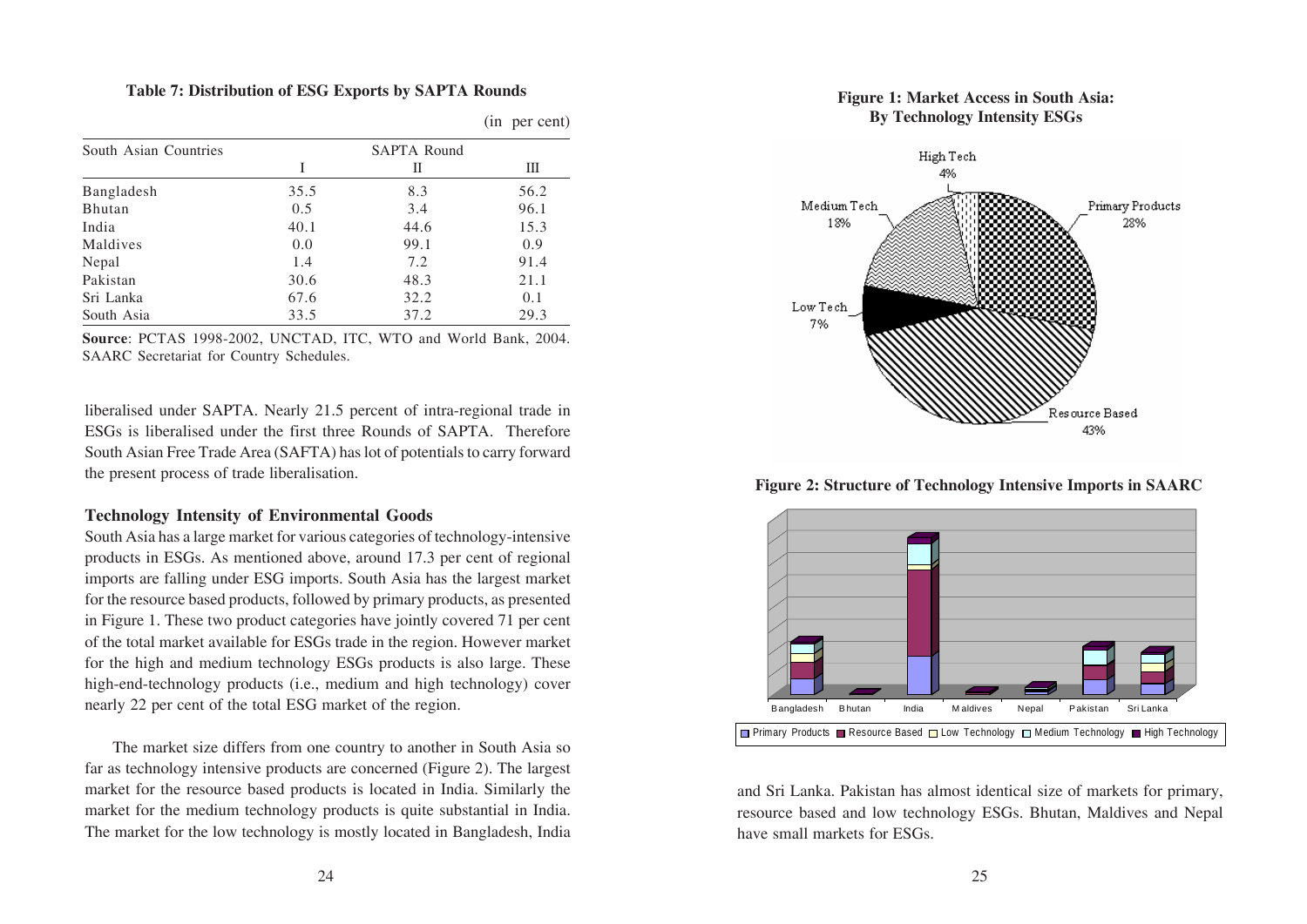**Table 7: Distribution of ESG Exports by SAPTA Rounds**

(in per cent)

| South Asian Countries | SAPTA Round | | |
|---|---|---|---|
| | I | II | III |
| Bangladesh | 35.5 | 8.3 | 56.2 |
| Bhutan | 0.5 | 3.4 | 96.1 |
| India | 40.1 | 44.6 | 15.3 |
| Maldives | 0.0 | 99.1 | 0.9 |
| Nepal | 1.4 | 7.2 | 91.4 |
| Pakistan | 30.6 | 48.3 | 21.1 |
| Sri Lanka | 67.6 | 32.2 | 0.1 |
| South Asia | 33.5 | 37.2 | 29.3 |

**Source**: PCTAS 1998-2002, UNCTAD, ITC, WTO and World Bank, 2004. SAARC Secretariat for Country Schedules.

liberalised under SAPTA. Nearly 21.5 percent of intra-regional trade in ESGs is liberalised under the first three Rounds of SAPTA. Therefore South Asian Free Trade Area (SAFTA) has lot of potentials to carry forward the present process of trade liberalisation.

### Technology Intensity of Environmental Goods

South Asia has a large market for various categories of technology-intensive products in ESGs. As mentioned above, around 17.3 per cent of regional imports are falling under ESG imports. South Asia has the largest market for the resource based products, followed by primary products, as presented in Figure 1. These two product categories have jointly covered 71 per cent of the total market available for ESGs trade in the region. However market for the high and medium technology ESGs products is also large. These high-end-technology products (i.e., medium and high technology) cover nearly 22 per cent of the total ESG market of the region.

The market size differs from one country to another in South Asia so far as technology intensive products are concerned (Figure 2). The largest market for the resource based products is located in India. Similarly the market for the medium technology products is quite substantial in India. The market for the low technology is mostly located in Bangladesh, India and Sri Lanka. Pakistan has almost identical size of markets for primary, resource based and low technology ESGs. Bhutan, Maldives and Nepal have small markets for ESGs.

**Figure 1: Market Access in South Asia: By Technology Intensity ESGs**

**Figure 2: Structure of Technology Intensive Imports in SAARC**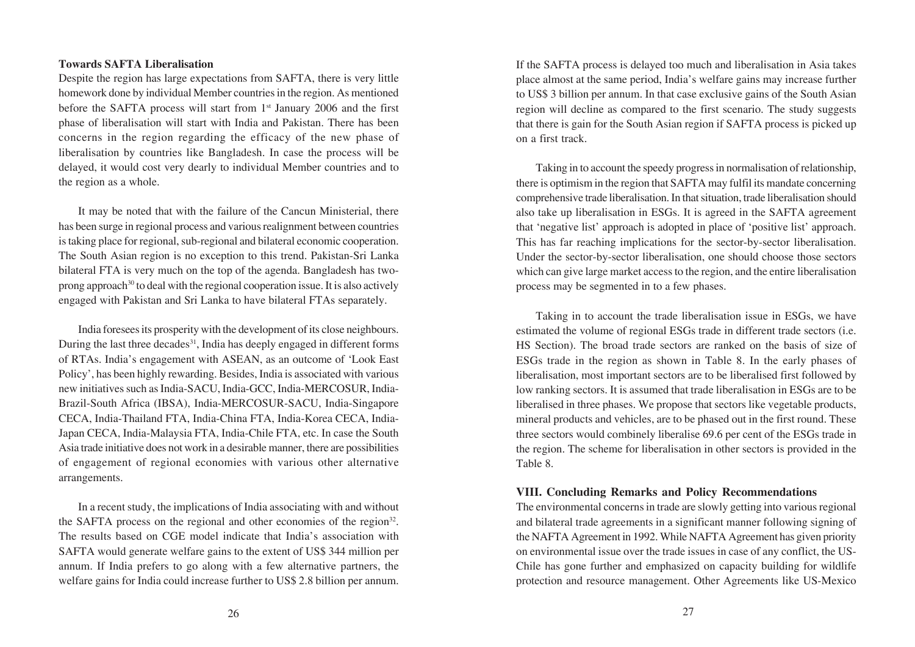**Towards SAFTA Liberalisation**

Despite the region has large expectations from SAFTA, there is very little homework done by individual Member countries in the region. As mentioned before the SAFTA process will start from 1st January 2006 and the first phase of liberalisation will start with India and Pakistan. There has been concerns in the region regarding the efficacy of the new phase of liberalisation by countries like Bangladesh. In case the process will be delayed, it would cost very dearly to individual Member countries and to the region as a whole.

It may be noted that with the failure of the Cancun Ministerial, there has been surge in regional process and various realignment between countries is taking place for regional, sub-regional and bilateral economic cooperation. The South Asian region is no exception to this trend. Pakistan-Sri Lanka bilateral FTA is very much on the top of the agenda. Bangladesh has two-prong approach[30] to deal with the regional cooperation issue. It is also actively engaged with Pakistan and Sri Lanka to have bilateral FTAs separately.

India foresees its prosperity with the development of its close neighbours. During the last three decades[31], India has deeply engaged in different forms of RTAs. India's engagement with ASEAN, as an outcome of 'Look East Policy', has been highly rewarding. Besides, India is associated with various new initiatives such as India-SACU, India-GCC, India-MERCOSUR, India-Brazil-South Africa (IBSA), India-MERCOSUR-SACU, India-Singapore CECA, India-Thailand FTA, India-China FTA, India-Korea CECA, India-Japan CECA, India-Malaysia FTA, India-Chile FTA, etc. In case the South Asia trade initiative does not work in a desirable manner, there are possibilities of engagement of regional economies with various other alternative arrangements.

In a recent study, the implications of India associating with and without the SAFTA process on the regional and other economies of the region[32]. The results based on CGE model indicate that India's association with SAFTA would generate welfare gains to the extent of US$ 344 million per annum. If India prefers to go along with a few alternative partners, the welfare gains for India could increase further to US$ 2.8 billion per annum. If the SAFTA process is delayed too much and liberalisation in Asia takes place almost at the same period, India's welfare gains may increase further to US$ 3 billion per annum. In that case exclusive gains of the South Asian region will decline as compared to the first scenario. The study suggests that there is gain for the South Asian region if SAFTA process is picked up on a first track.

Taking in to account the speedy progress in normalisation of relationship, there is optimism in the region that SAFTA may fulfil its mandate concerning comprehensive trade liberalisation. In that situation, trade liberalisation should also take up liberalisation in ESGs. It is agreed in the SAFTA agreement that 'negative list' approach is adopted in place of 'positive list' approach. This has far reaching implications for the sector-by-sector liberalisation. Under the sector-by-sector liberalisation, one should choose those sectors which can give large market access to the region, and the entire liberalisation process may be segmented in to a few phases.

Taking in to account the trade liberalisation issue in ESGs, we have estimated the volume of regional ESGs trade in different trade sectors (i.e. HS Section). The broad trade sectors are ranked on the basis of size of ESGs trade in the region as shown in Table 8. In the early phases of liberalisation, most important sectors are to be liberalised first followed by low ranking sectors. It is assumed that trade liberalisation in ESGs are to be liberalised in three phases. We propose that sectors like vegetable products, mineral products and vehicles, are to be phased out in the first round. These three sectors would combinely liberalise 69.6 per cent of the ESGs trade in the region. The scheme for liberalisation in other sectors is provided in the Table 8.

## VIII. Concluding Remarks and Policy Recommendations

The environmental concerns in trade are slowly getting into various regional and bilateral trade agreements in a significant manner following signing of the NAFTA Agreement in 1992. While NAFTA Agreement has given priority on environmental issue over the trade issues in case of any conflict, the US-Chile has gone further and emphasized on capacity building for wildlife protection and resource management. Other Agreements like US-Mexico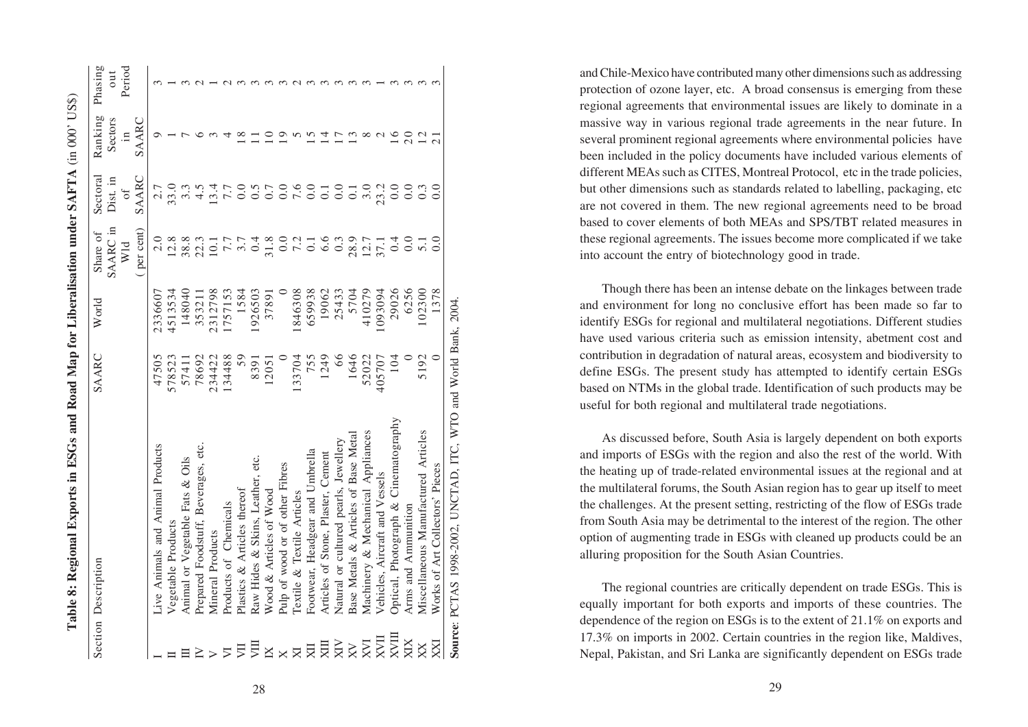**Table 8: Regional Exports in ESGs and Road Map for Liberalisation under SAFTA** (in 000' US$)

| Section | Description | SAARC | World | Share of SAARC in Wld ( per cent) | Sectoral Dist. in of SAARC | Ranking Sectors in SAARC | Phasing out Period |
|---|---|---|---|---|---|---|---|
| I | Live Animals and Animal Products | 47505 | 2336607 | 2.0 | 2.7 | 9 | 3 |
| II | Vegetable Products | 578523 | 4513534 | 12.8 | 33.0 | 1 | 1 |
| III | Animal or Vegetable Fats & Oils | 57411 | 148040 | 38.8 | 3.3 | 7 | 3 |
| IV | Prepared Foodstuff, Beverages, etc. | 78692 | 353211 | 22.3 | 4.5 | 6 | 2 |
| V | Mineral Products | 234422 | 2312798 | 10.1 | 13.4 | 3 | 1 |
| VI | Products of Chemicals | 134488 | 1757153 | 7.7 | 7.7 | 4 | 2 |
| VII | Plastics & Articles thereof | 59 | 1584 | 3.7 | 0.0 | 18 | 3 |
| VIII | Raw Hides & Skins, Leather, etc. | 8391 | 1926503 | 0.4 | 0.5 | 11 | 3 |
| IX | Wood & Articles of Wood | 12051 | 37891 | 31.8 | 0.7 | 10 | 3 |
| X | Pulp of wood or of other Fibres | 0 | 0 | 0.0 | 0.0 | 19 | 3 |
| XI | Textile & Textile Articles | 133704 | 1846308 | 7.2 | 7.6 | 5 | 2 |
| XII | Footwear, Headgear and Umbrella | 755 | 659938 | 0.1 | 0.0 | 15 | 3 |
| XIII | Articles of Stone, Plaster, Cement | 1249 | 19062 | 6.6 | 0.1 | 14 | 3 |
| XIV | Natural or cultured pearls, Jewellery | 66 | 25433 | 0.3 | 0.0 | 17 | 3 |
| XV | Base Metals & Articles of Base Metal | 1646 | 5704 | 28.9 | 0.1 | 13 | 3 |
| XVI | Machinery & Mechanical Appliances | 52022 | 410279 | 12.7 | 3.0 | 8 | 3 |
| XVII | Vehicles, Aircraft and Vessels | 405707 | 1093094 | 37.1 | 23.2 | 2 | 1 |
| XVIII | Optical, Photograph & Cinematography | 104 | 29026 | 0.4 | 0.0 | 16 | 3 |
| XIX | Arms and Ammunition | 0 | 6256 | 0.0 | 0.0 | 20 | 3 |
| XX | Miscellaneous Manufactured Articles | 5192 | 102300 | 5.1 | 0.3 | 12 | 3 |
| XXI | Works of Art Collectors' Pieces | 0 | 1378 | 0.0 | 0.0 | 21 | 3 |

**Source**: PCTAS 1998-2002, UNCTAD, ITC, WTO and World Bank, 2004.

and Chile-Mexico have contributed many other dimensions such as addressing protection of ozone layer, etc. A broad consensus is emerging from these regional agreements that environmental issues are likely to dominate in a massive way in various regional trade agreements in the near future. In several prominent regional agreements where environmental policies have been included in the policy documents have included various elements of different MEAs such as CITES, Montreal Protocol, etc in the trade policies, but other dimensions such as standards related to labelling, packaging, etc are not covered in them. The new regional agreements need to be broad based to cover elements of both MEAs and SPS/TBT related measures in these regional agreements. The issues become more complicated if we take into account the entry of biotechnology good in trade.

Though there has been an intense debate on the linkages between trade and environment for long no conclusive effort has been made so far to identify ESGs for regional and multilateral negotiations. Different studies have used various criteria such as emission intensity, abetment cost and contribution in degradation of natural areas, ecosystem and biodiversity to define ESGs. The present study has attempted to identify certain ESGs based on NTMs in the global trade. Identification of such products may be useful for both regional and multilateral trade negotiations.

As discussed before, South Asia is largely dependent on both exports and imports of ESGs with the region and also the rest of the world. With the heating up of trade-related environmental issues at the regional and at the multilateral forums, the South Asian region has to gear up itself to meet the challenges. At the present setting, restricting of the flow of ESGs trade from South Asia may be detrimental to the interest of the region. The other option of augmenting trade in ESGs with cleaned up products could be an alluring proposition for the South Asian Countries.

The regional countries are critically dependent on trade ESGs. This is equally important for both exports and imports of these countries. The dependence of the region on ESGs is to the extent of 21.1% on exports and 17.3% on imports in 2002. Certain countries in the region like, Maldives, Nepal, Pakistan, and Sri Lanka are significantly dependent on ESGs trade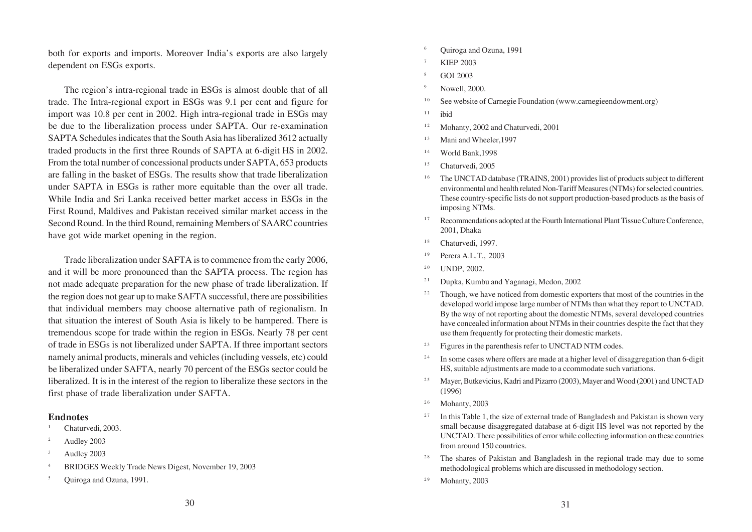both for exports and imports. Moreover India's exports are also largely dependent on ESGs exports.

The region's intra-regional trade in ESGs is almost double that of all trade. The Intra-regional export in ESGs was 9.1 per cent and figure for import was 10.8 per cent in 2002. High intra-regional trade in ESGs may be due to the liberalization process under SAPTA. Our re-examination SAPTA Schedules indicates that the South Asia has liberalized 3612 actually traded products in the first three Rounds of SAPTA at 6-digit HS in 2002. From the total number of concessional products under SAPTA, 653 products are falling in the basket of ESGs. The results show that trade liberalization under SAPTA in ESGs is rather more equitable than the over all trade. While India and Sri Lanka received better market access in ESGs in the First Round, Maldives and Pakistan received similar market access in the Second Round. In the third Round, remaining Members of SAARC countries have got wide market opening in the region.

Trade liberalization under SAFTA is to commence from the early 2006, and it will be more pronounced than the SAPTA process. The region has not made adequate preparation for the new phase of trade liberalization. If the region does not gear up to make SAFTA successful, there are possibilities that individual members may choose alternative path of regionalism. In that situation the interest of South Asia is likely to be hampered. There is tremendous scope for trade within the region in ESGs. Nearly 78 per cent of trade in ESGs is not liberalized under SAPTA. If three important sectors namely animal products, minerals and vehicles (including vessels, etc) could be liberalized under SAFTA, nearly 70 percent of the ESGs sector could be liberalized. It is in the interest of the region to liberalize these sectors in the first phase of trade liberalization under SAFTA.

## Endnotes

1. Chaturvedi, 2003.
2. Audley 2003
3. Audley 2003
4. BRIDGES Weekly Trade News Digest, November 19, 2003
5. Quiroga and Ozuna, 1991.
6. Quiroga and Ozuna, 1991
7. KIEP 2003
8. GOI 2003
9. Nowell, 2000.
10. See website of Carnegie Foundation (www.carnegieendowment.org)
11. ibid
12. Mohanty, 2002 and Chaturvedi, 2001
13. Mani and Wheeler,1997
14. World Bank,1998
15. Chaturvedi, 2005
16. The UNCTAD database (TRAINS, 2001) provides list of products subject to different environmental and health related Non-Tariff Measures (NTMs) for selected countries. These country-specific lists do not support production-based products as the basis of imposing NTMs.
17. Recommendations adopted at the Fourth International Plant Tissue Culture Conference, 2001, Dhaka
18. Chaturvedi, 1997.
19. Perera A.L.T., 2003
20. UNDP, 2002.
21. Dupka, Kumbu and Yaganagi, Medon, 2002
22. Though, we have noticed from domestic exporters that most of the countries in the developed world impose large number of NTMs than what they report to UNCTAD. By the way of not reporting about the domestic NTMs, several developed countries have concealed information about NTMs in their countries despite the fact that they use them frequently for protecting their domestic markets.
23. Figures in the parenthesis refer to UNCTAD NTM codes.
24. In some cases where offers are made at a higher level of disaggregation than 6-digit HS, suitable adjustments are made to a ccommodate such variations.
25. Mayer, Butkevicius, Kadri and Pizarro (2003), Mayer and Wood (2001) and UNCTAD (1996)
26. Mohanty, 2003
27. In this Table 1, the size of external trade of Bangladesh and Pakistan is shown very small because disaggregated database at 6-digit HS level was not reported by the UNCTAD. There possibilities of error while collecting information on these countries from around 150 countries.
28. The shares of Pakistan and Bangladesh in the regional trade may due to some methodological problems which are discussed in methodology section.
29. Mohanty, 2003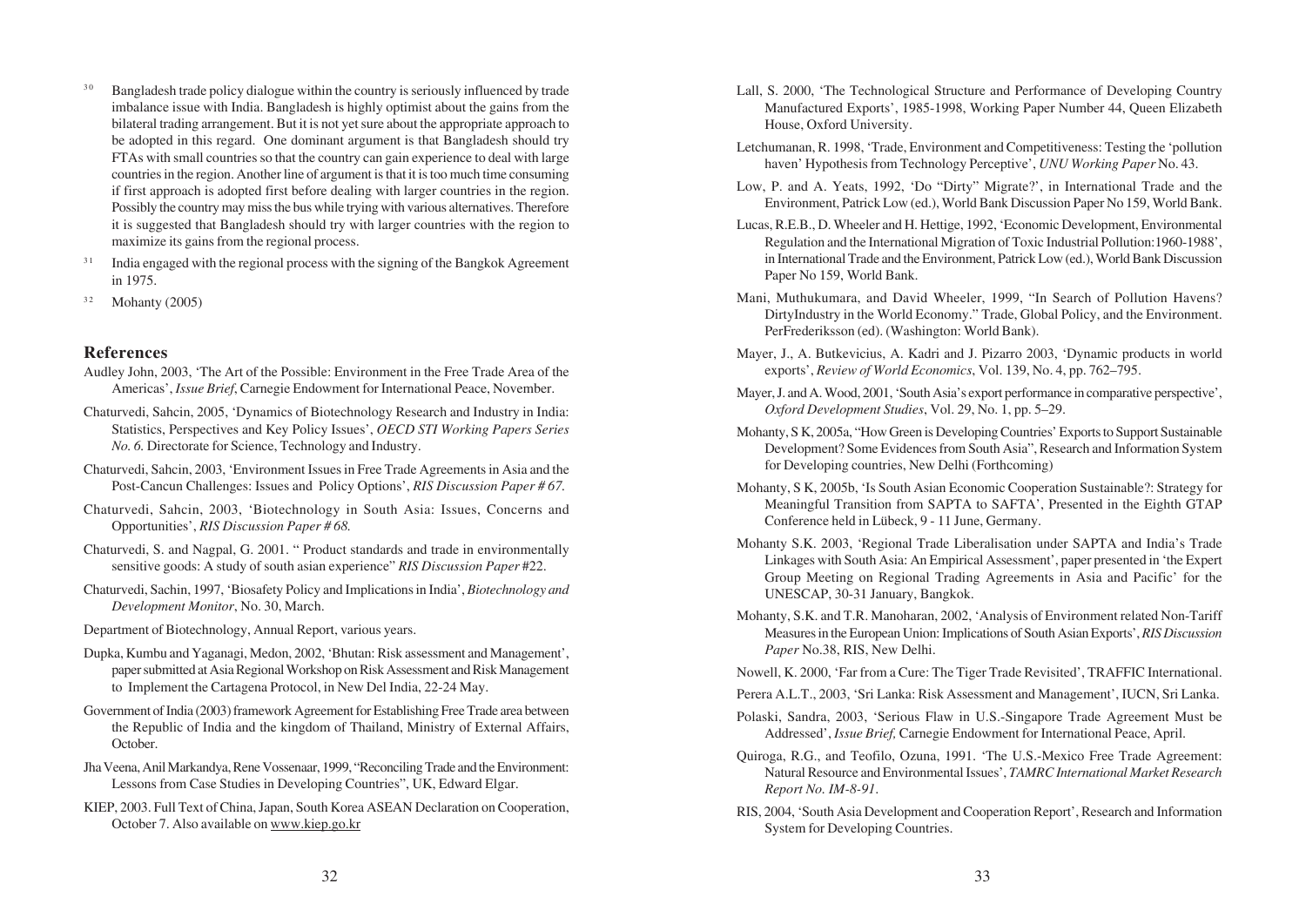[30] Bangladesh trade policy dialogue within the country is seriously influenced by trade imbalance issue with India. Bangladesh is highly optimist about the gains from the bilateral trading arrangement. But it is not yet sure about the appropriate approach to be adopted in this regard. One dominant argument is that Bangladesh should try FTAs with small countries so that the country can gain experience to deal with large countries in the region. Another line of argument is that it is too much time consuming if first approach is adopted first before dealing with larger countries in the region. Possibly the country may miss the bus while trying with various alternatives. Therefore it is suggested that Bangladesh should try with larger countries with the region to maximize its gains from the regional process.

[31] India engaged with the regional process with the signing of the Bangkok Agreement in 1975.

[32] Mohanty (2005)

## References

Audley John, 2003, 'The Art of the Possible: Environment in the Free Trade Area of the Americas', *Issue Brief*, Carnegie Endowment for International Peace, November.

Chaturvedi, Sahcin, 2005, 'Dynamics of Biotechnology Research and Industry in India: Statistics, Perspectives and Key Policy Issues', *OECD STI Working Papers Series No. 6.* Directorate for Science, Technology and Industry.

Chaturvedi, Sahcin, 2003, 'Environment Issues in Free Trade Agreements in Asia and the Post-Cancun Challenges: Issues and Policy Options', *RIS Discussion Paper # 67.*

Chaturvedi, Sahcin, 2003, 'Biotechnology in South Asia: Issues, Concerns and Opportunities', *RIS Discussion Paper # 68.*

Chaturvedi, S. and Nagpal, G. 2001. " Product standards and trade in environmentally sensitive goods: A study of south asian experience" *RIS Discussion Paper* #22.

Chaturvedi, Sachin, 1997, 'Biosafety Policy and Implications in India', *Biotechnology and Development Monitor*, No. 30, March.

Department of Biotechnology, Annual Report, various years.

Dupka, Kumbu and Yaganagi, Medon, 2002, 'Bhutan: Risk assessment and Management', paper submitted at Asia Regional Workshop on Risk Assessment and Risk Management to Implement the Cartagena Protocol, in New Del India, 22-24 May.

Government of India (2003) framework Agreement for Establishing Free Trade area between the Republic of India and the kingdom of Thailand, Ministry of External Affairs, October.

Jha Veena, Anil Markandya, Rene Vossenaar, 1999, "Reconciling Trade and the Environment: Lessons from Case Studies in Developing Countries", UK, Edward Elgar.

KIEP, 2003. Full Text of China, Japan, South Korea ASEAN Declaration on Cooperation, October 7. Also available on www.kiep.go.kr

Lall, S. 2000, 'The Technological Structure and Performance of Developing Country Manufactured Exports', 1985-1998, Working Paper Number 44, Queen Elizabeth House, Oxford University.

Letchumanan, R. 1998, 'Trade, Environment and Competitiveness: Testing the 'pollution haven' Hypothesis from Technology Perceptive', *UNU Working Paper* No. 43.

Low, P. and A. Yeats, 1992, 'Do "Dirty" Migrate?', in International Trade and the Environment, Patrick Low (ed.), World Bank Discussion Paper No 159, World Bank.

Lucas, R.E.B., D. Wheeler and H. Hettige, 1992, 'Economic Development, Environmental Regulation and the International Migration of Toxic Industrial Pollution:1960-1988', in International Trade and the Environment, Patrick Low (ed.), World Bank Discussion Paper No 159, World Bank.

Mani, Muthukumara, and David Wheeler, 1999, "In Search of Pollution Havens? DirtyIndustry in the World Economy." Trade, Global Policy, and the Environment. PerFrederiksson (ed). (Washington: World Bank).

Mayer, J., A. Butkevicius, A. Kadri and J. Pizarro 2003, 'Dynamic products in world exports', *Review of World Economics*, Vol. 139, No. 4, pp. 762–795.

Mayer, J. and A. Wood, 2001, 'South Asia's export performance in comparative perspective', *Oxford Development Studies*, Vol. 29, No. 1, pp. 5–29.

Mohanty, S K, 2005a, "How Green is Developing Countries' Exports to Support Sustainable Development? Some Evidences from South Asia", Research and Information System for Developing countries, New Delhi (Forthcoming)

Mohanty, S K, 2005b, 'Is South Asian Economic Cooperation Sustainable?: Strategy for Meaningful Transition from SAPTA to SAFTA', Presented in the Eighth GTAP Conference held in Lübeck, 9 - 11 June, Germany.

Mohanty S.K. 2003, 'Regional Trade Liberalisation under SAPTA and India's Trade Linkages with South Asia: An Empirical Assessment', paper presented in 'the Expert Group Meeting on Regional Trading Agreements in Asia and Pacific' for the UNESCAP, 30-31 January, Bangkok.

Mohanty, S.K. and T.R. Manoharan, 2002, 'Analysis of Environment related Non-Tariff Measures in the European Union: Implications of South Asian Exports', *RIS Discussion Paper* No.38, RIS, New Delhi.

Nowell, K. 2000, 'Far from a Cure: The Tiger Trade Revisited', TRAFFIC International.

Perera A.L.T., 2003, 'Sri Lanka: Risk Assessment and Management', IUCN, Sri Lanka.

Polaski, Sandra, 2003, 'Serious Flaw in U.S.-Singapore Trade Agreement Must be Addressed', *Issue Brief,* Carnegie Endowment for International Peace, April.

Quiroga, R.G., and Teofilo, Ozuna, 1991. 'The U.S.-Mexico Free Trade Agreement: Natural Resource and Environmental Issues', *TAMRC International Market Research Report No. IM-8-91.*

RIS, 2004, 'South Asia Development and Cooperation Report', Research and Information System for Developing Countries.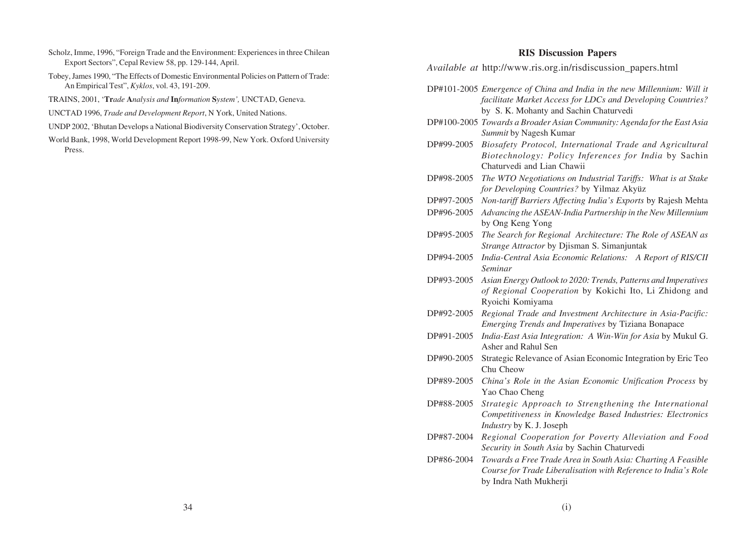Scholz, Imme, 1996, "Foreign Trade and the Environment: Experiences in three Chilean Export Sectors", Cepal Review 58, pp. 129-144, April.

Tobey, James 1990, "The Effects of Domestic Environmental Policies on Pattern of Trade: An Empirical Test", *Kyklos*, vol. 43, 191-209.

TRAINS, 2001, '**Tr***ade* **A***nalysis and* **In***formation* **S***ystem',* UNCTAD, Geneva.

UNCTAD 1996, *Trade and Development Report*, N York, United Nations.

UNDP 2002, 'Bhutan Develops a National Biodiversity Conservation Strategy', October.

World Bank, 1998, World Development Report 1998-99, New York. Oxford University Press.

## RIS Discussion Papers

*Available at* http://www.ris.org.in/risdiscussion_papers.html

- DP#101-2005 *Emergence of China and India in the new Millennium: Will it facilitate Market Access for LDCs and Developing Countries?* by S. K. Mohanty and Sachin Chaturvedi
- DP#100-2005 *Towards a Broader Asian Community: Agenda for the East Asia Summit* by Nagesh Kumar
- DP#99-2005 *Biosafety Protocol, International Trade and Agricultural Biotechnology: Policy Inferences for India* by Sachin Chaturvedi and Lian Chawii
- DP#98-2005 *The WTO Negotiations on Industrial Tariffs: What is at Stake for Developing Countries?* by Yilmaz Akyüz
- DP#97-2005 *Non-tariff Barriers Affecting India's Exports* by Rajesh Mehta
- DP#96-2005 *Advancing the ASEAN-India Partnership in the New Millennium* by Ong Keng Yong
- DP#95-2005 *The Search for Regional Architecture: The Role of ASEAN as Strange Attractor* by Djisman S. Simanjuntak
- DP#94-2005 *India-Central Asia Economic Relations: A Report of RIS/CII Seminar*
- DP#93-2005 *Asian Energy Outlook to 2020: Trends, Patterns and Imperatives of Regional Cooperation* by Kokichi Ito, Li Zhidong and Ryoichi Komiyama
- DP#92-2005 *Regional Trade and Investment Architecture in Asia-Pacific: Emerging Trends and Imperatives* by Tiziana Bonapace
- DP#91-2005 *India-East Asia Integration: A Win-Win for Asia* by Mukul G. Asher and Rahul Sen
- DP#90-2005 Strategic Relevance of Asian Economic Integration by Eric Teo Chu Cheow
- DP#89-2005 *China's Role in the Asian Economic Unification Process* by Yao Chao Cheng
- DP#88-2005 *Strategic Approach to Strengthening the International Competitiveness in Knowledge Based Industries: Electronics Industry* by K. J. Joseph
- DP#87-2004 *Regional Cooperation for Poverty Alleviation and Food Security in South Asia* by Sachin Chaturvedi
- DP#86-2004 *Towards a Free Trade Area in South Asia: Charting A Feasible Course for Trade Liberalisation with Reference to India's Role* by Indra Nath Mukherji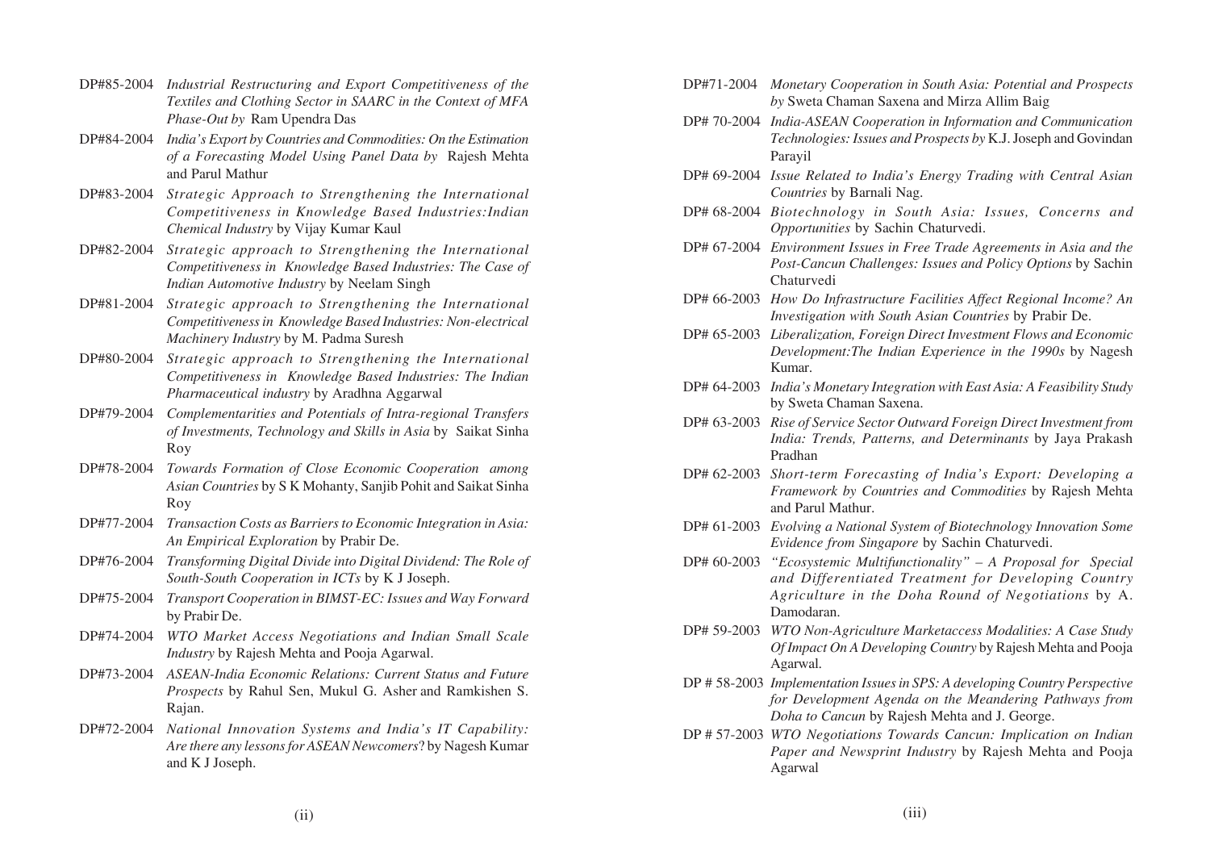DP#85-2004 *Industrial Restructuring and Export Competitiveness of the Textiles and Clothing Sector in SAARC in the Context of MFA Phase-Out by* Ram Upendra Das

DP#84-2004 *India's Export by Countries and Commodities: On the Estimation of a Forecasting Model Using Panel Data by* Rajesh Mehta and Parul Mathur

DP#83-2004 *Strategic Approach to Strengthening the International Competitiveness in Knowledge Based Industries:Indian Chemical Industry* by Vijay Kumar Kaul

DP#82-2004 *Strategic approach to Strengthening the International Competitiveness in Knowledge Based Industries: The Case of Indian Automotive Industry* by Neelam Singh

DP#81-2004 *Strategic approach to Strengthening the International Competitiveness in Knowledge Based Industries: Non-electrical Machinery Industry* by M. Padma Suresh

DP#80-2004 *Strategic approach to Strengthening the International Competitiveness in Knowledge Based Industries: The Indian Pharmaceutical industry* by Aradhna Aggarwal

DP#79-2004 *Complementarities and Potentials of Intra-regional Transfers of Investments, Technology and Skills in Asia* by Saikat Sinha Roy

DP#78-2004 *Towards Formation of Close Economic Cooperation among Asian Countries* by S K Mohanty, Sanjib Pohit and Saikat Sinha Roy

DP#77-2004 *Transaction Costs as Barriers to Economic Integration in Asia: An Empirical Exploration* by Prabir De.

DP#76-2004 *Transforming Digital Divide into Digital Dividend: The Role of South-South Cooperation in ICTs* by K J Joseph.

DP#75-2004 *Transport Cooperation in BIMST-EC: Issues and Way Forward* by Prabir De.

DP#74-2004 *WTO Market Access Negotiations and Indian Small Scale Industry* by Rajesh Mehta and Pooja Agarwal.

DP#73-2004 *ASEAN-India Economic Relations: Current Status and Future Prospects* by Rahul Sen, Mukul G. Asher and Ramkishen S. Rajan.

DP#72-2004 *National Innovation Systems and India's IT Capability: Are there any lessons for ASEAN Newcomers*? by Nagesh Kumar and K J Joseph.

DP#71-2004 *Monetary Cooperation in South Asia: Potential and Prospects by* Sweta Chaman Saxena and Mirza Allim Baig

DP# 70-2004 *India-ASEAN Cooperation in Information and Communication Technologies: Issues and Prospects by* K.J. Joseph and Govindan Parayil

DP# 69-2004 *Issue Related to India's Energy Trading with Central Asian Countries* by Barnali Nag.

DP# 68-2004 *Biotechnology in South Asia: Issues, Concerns and Opportunities* by Sachin Chaturvedi.

DP# 67-2004 *Environment Issues in Free Trade Agreements in Asia and the Post-Cancun Challenges: Issues and Policy Options* by Sachin Chaturvedi

DP# 66-2003 *How Do Infrastructure Facilities Affect Regional Income? An Investigation with South Asian Countries* by Prabir De.

DP# 65-2003 *Liberalization, Foreign Direct Investment Flows and Economic Development:The Indian Experience in the 1990s* by Nagesh Kumar.

DP# 64-2003 *India's Monetary Integration with East Asia: A Feasibility Study* by Sweta Chaman Saxena.

DP# 63-2003 *Rise of Service Sector Outward Foreign Direct Investment from India: Trends, Patterns, and Determinants* by Jaya Prakash Pradhan

DP# 62-2003 *Short-term Forecasting of India's Export: Developing a Framework by Countries and Commodities* by Rajesh Mehta and Parul Mathur.

DP# 61-2003 *Evolving a National System of Biotechnology Innovation Some Evidence from Singapore* by Sachin Chaturvedi.

DP# 60-2003 *"Ecosystemic Multifunctionality" – A Proposal for Special and Differentiated Treatment for Developing Country Agriculture in the Doha Round of Negotiations* by A. Damodaran.

DP# 59-2003 *WTO Non-Agriculture Marketaccess Modalities: A Case Study Of Impact On A Developing Country* by Rajesh Mehta and Pooja Agarwal.

DP # 58-2003 *Implementation Issues in SPS: A developing Country Perspective for Development Agenda on the Meandering Pathways from Doha to Cancun* by Rajesh Mehta and J. George.

DP # 57-2003 *WTO Negotiations Towards Cancun: Implication on Indian Paper and Newsprint Industry* by Rajesh Mehta and Pooja Agarwal